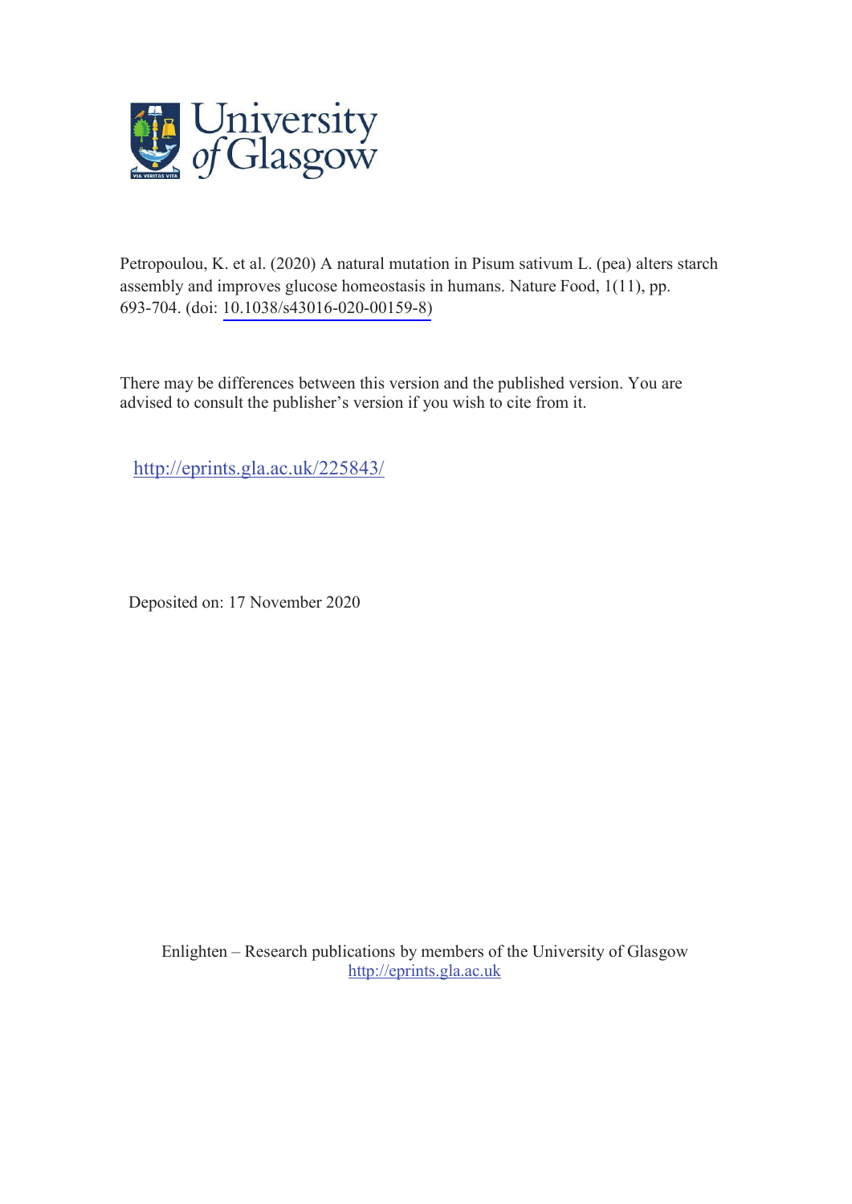University of Glasgow

Petropoulou, K. et al. (2020) A natural mutation in Pisum sativum L. (pea) alters starch assembly and improves glucose homeostasis in humans. Nature Food, 1(11), pp. 693-704. (doi: 10.1038/s43016-020-00159-8)

There may be differences between this version and the published version. You are advised to consult the publisher's version if you wish to cite from it.

http://eprints.gla.ac.uk/225843/

Deposited on: 17 November 2020

Enlighten – Research publications by members of the University of Glasgow
http://eprints.gla.ac.uk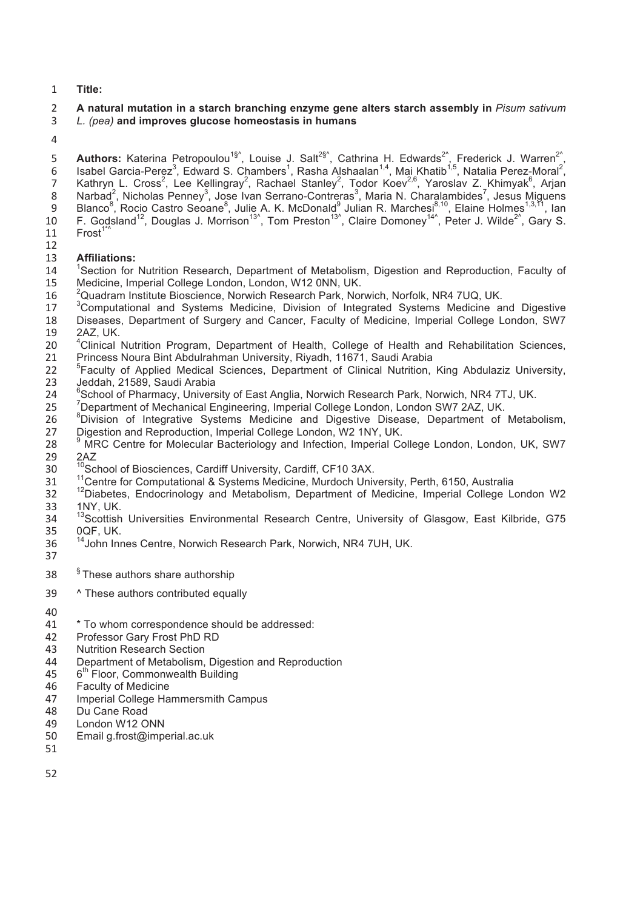**Title:**

**A natural mutation in a starch branching enzyme gene alters starch assembly in *Pisum sativum L. (pea)* and improves glucose homeostasis in humans**

**Authors:** Katerina Petropoulou[1§^], Louise J. Salt[2§^], Cathrina H. Edwards[2^], Frederick J. Warren[2^], Isabel Garcia-Perez[3], Edward S. Chambers[1], Rasha Alshaalan[1,4], Mai Khatib[1,5], Natalia Perez-Moral[2], Kathryn L. Cross[2], Lee Kellingray[2], Rachael Stanley[2], Todor Koev[2,6], Yaroslav Z. Khimyak[6], Arjan Narbad[2], Nicholas Penney[3], Jose Ivan Serrano-Contreras[3], Maria N. Charalambides[7], Jesus Miguens Blanco[8], Rocio Castro Seoane[8], Julie A. K. McDonald[9] Julian R. Marchesi[8,10], Elaine Holmes[1,3,11], Ian F. Godsland[12], Douglas J. Morrison[13^], Tom Preston[13^], Claire Domoney[14^], Peter J. Wilde[2^], Gary S. Frost[1*^]

**Affiliations:**

[1]Section for Nutrition Research, Department of Metabolism, Digestion and Reproduction, Faculty of Medicine, Imperial College London, London, W12 0NN, UK.

[2]Quadram Institute Bioscience, Norwich Research Park, Norwich, Norfolk, NR4 7UQ, UK.

[3]Computational and Systems Medicine, Division of Integrated Systems Medicine and Digestive Diseases, Department of Surgery and Cancer, Faculty of Medicine, Imperial College London, SW7 2AZ, UK.

[4]Clinical Nutrition Program, Department of Health, College of Health and Rehabilitation Sciences, Princess Noura Bint Abdulrahman University, Riyadh, 11671, Saudi Arabia

[5]Faculty of Applied Medical Sciences, Department of Clinical Nutrition, King Abdulaziz University, Jeddah, 21589, Saudi Arabia

[6]School of Pharmacy, University of East Anglia, Norwich Research Park, Norwich, NR4 7TJ, UK.

[7]Department of Mechanical Engineering, Imperial College London, London SW7 2AZ, UK.

[8]Division of Integrative Systems Medicine and Digestive Disease, Department of Metabolism, Digestion and Reproduction, Imperial College London, W2 1NY, UK.

[9] MRC Centre for Molecular Bacteriology and Infection, Imperial College London, London, UK, SW7 2AZ

[10]School of Biosciences, Cardiff University, Cardiff, CF10 3AX.

[11]Centre for Computational & Systems Medicine, Murdoch University, Perth, 6150, Australia

[12]Diabetes, Endocrinology and Metabolism, Department of Medicine, Imperial College London W2 1NY, UK.

[13]Scottish Universities Environmental Research Centre, University of Glasgow, East Kilbride, G75 0QF, UK.

[14]John Innes Centre, Norwich Research Park, Norwich, NR4 7UH, UK.

[§] These authors share authorship

^ These authors contributed equally

\* To whom correspondence should be addressed:
Professor Gary Frost PhD RD
Nutrition Research Section
Department of Metabolism, Digestion and Reproduction
6th Floor, Commonwealth Building
Faculty of Medicine
Imperial College Hammersmith Campus
Du Cane Road
London W12 ONN
Email g.frost@imperial.ac.uk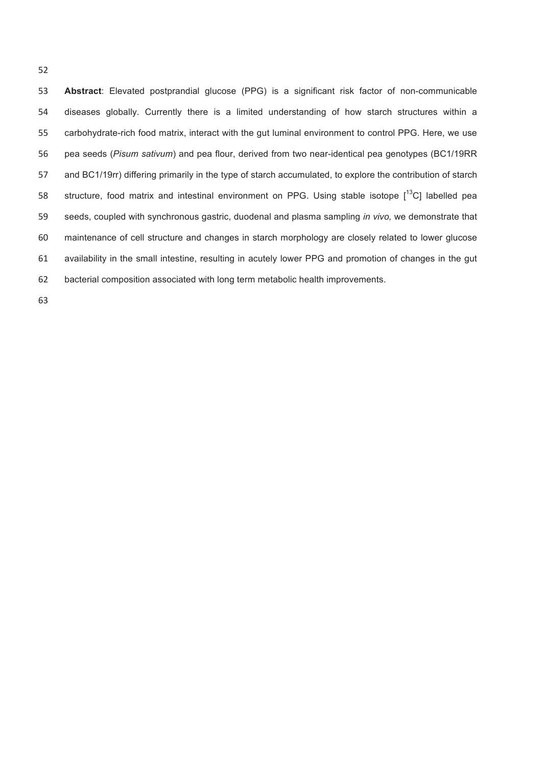**Abstract**: Elevated postprandial glucose (PPG) is a significant risk factor of non-communicable diseases globally. Currently there is a limited understanding of how starch structures within a carbohydrate-rich food matrix, interact with the gut luminal environment to control PPG. Here, we use pea seeds (*Pisum sativum*) and pea flour, derived from two near-identical pea genotypes (BC1/19RR and BC1/19rr) differing primarily in the type of starch accumulated, to explore the contribution of starch structure, food matrix and intestinal environment on PPG. Using stable isotope [$^{13}C$] labelled pea seeds, coupled with synchronous gastric, duodenal and plasma sampling *in vivo,* we demonstrate that maintenance of cell structure and changes in starch morphology are closely related to lower glucose availability in the small intestine, resulting in acutely lower PPG and promotion of changes in the gut bacterial composition associated with long term metabolic health improvements.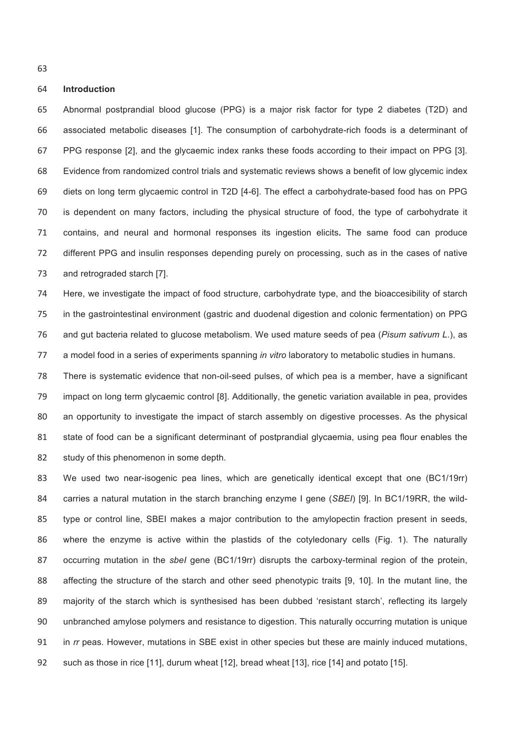## Introduction

Abnormal postprandial blood glucose (PPG) is a major risk factor for type 2 diabetes (T2D) and associated metabolic diseases [1]. The consumption of carbohydrate-rich foods is a determinant of PPG response [2], and the glycaemic index ranks these foods according to their impact on PPG [3]. Evidence from randomized control trials and systematic reviews shows a benefit of low glycemic index diets on long term glycaemic control in T2D [4-6]. The effect a carbohydrate-based food has on PPG is dependent on many factors, including the physical structure of food, the type of carbohydrate it contains, and neural and hormonal responses its ingestion elicits**.** The same food can produce different PPG and insulin responses depending purely on processing, such as in the cases of native and retrograded starch [7].

Here, we investigate the impact of food structure, carbohydrate type, and the bioaccesibility of starch in the gastrointestinal environment (gastric and duodenal digestion and colonic fermentation) on PPG and gut bacteria related to glucose metabolism. We used mature seeds of pea (*Pisum sativum L.*), as a model food in a series of experiments spanning *in vitro* laboratory to metabolic studies in humans.

There is systematic evidence that non-oil-seed pulses, of which pea is a member, have a significant impact on long term glycaemic control [8]. Additionally, the genetic variation available in pea, provides an opportunity to investigate the impact of starch assembly on digestive processes. As the physical state of food can be a significant determinant of postprandial glycaemia, using pea flour enables the study of this phenomenon in some depth.

We used two near-isogenic pea lines, which are genetically identical except that one (BC1/19rr) carries a natural mutation in the starch branching enzyme I gene (*SBEI*) [9]. In BC1/19RR, the wild-type or control line, SBEI makes a major contribution to the amylopectin fraction present in seeds, where the enzyme is active within the plastids of the cotyledonary cells (Fig. 1). The naturally occurring mutation in the *sbeI* gene (BC1/19rr) disrupts the carboxy-terminal region of the protein, affecting the structure of the starch and other seed phenotypic traits [9, 10]. In the mutant line, the majority of the starch which is synthesised has been dubbed 'resistant starch', reflecting its largely unbranched amylose polymers and resistance to digestion. This naturally occurring mutation is unique in *rr* peas. However, mutations in SBE exist in other species but these are mainly induced mutations, such as those in rice [11], durum wheat [12], bread wheat [13], rice [14] and potato [15].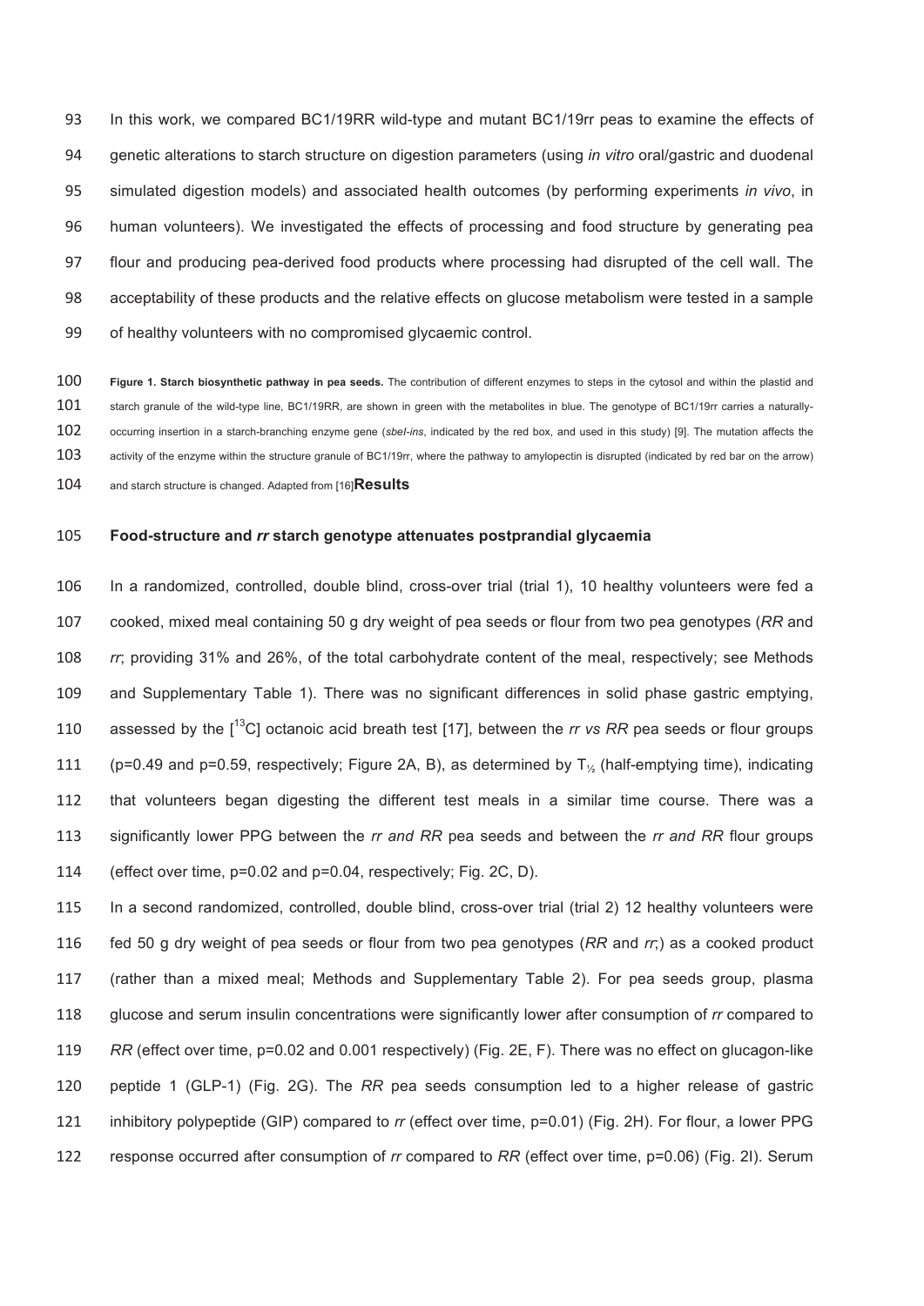In this work, we compared BC1/19RR wild-type and mutant BC1/19rr peas to examine the effects of genetic alterations to starch structure on digestion parameters (using *in vitro* oral/gastric and duodenal simulated digestion models) and associated health outcomes (by performing experiments *in vivo*, in human volunteers). We investigated the effects of processing and food structure by generating pea flour and producing pea-derived food products where processing had disrupted of the cell wall. The acceptability of these products and the relative effects on glucose metabolism were tested in a sample of healthy volunteers with no compromised glycaemic control.

**Figure 1. Starch biosynthetic pathway in pea seeds.** The contribution of different enzymes to steps in the cytosol and within the plastid and starch granule of the wild-type line, BC1/19RR, are shown in green with the metabolites in blue. The genotype of BC1/19rr carries a naturally-occurring insertion in a starch-branching enzyme gene (*sbeI-ins*, indicated by the red box, and used in this study) [9]. The mutation affects the activity of the enzyme within the structure granule of BC1/19rr, where the pathway to amylopectin is disrupted (indicated by red bar on the arrow) and starch structure is changed. Adapted from [16]

# Results

## Food-structure and *rr* starch genotype attenuates postprandial glycaemia

In a randomized, controlled, double blind, cross-over trial (trial 1), 10 healthy volunteers were fed a cooked, mixed meal containing 50 g dry weight of pea seeds or flour from two pea genotypes (*RR* and *rr*; providing 31% and 26%, of the total carbohydrate content of the meal, respectively; see Methods and Supplementary Table 1). There was no significant differences in solid phase gastric emptying, assessed by the [$^{13}$C] octanoic acid breath test [17], between the *rr vs RR* pea seeds or flour groups (p=0.49 and p=0.59, respectively; Figure 2A, B), as determined by $T_{½}$ (half-emptying time), indicating that volunteers began digesting the different test meals in a similar time course. There was a significantly lower PPG between the *rr and RR* pea seeds and between the *rr and RR* flour groups (effect over time, p=0.02 and p=0.04, respectively; Fig. 2C, D).

In a second randomized, controlled, double blind, cross-over trial (trial 2) 12 healthy volunteers were fed 50 g dry weight of pea seeds or flour from two pea genotypes (*RR* and *rr*;) as a cooked product (rather than a mixed meal; Methods and Supplementary Table 2). For pea seeds group, plasma glucose and serum insulin concentrations were significantly lower after consumption of *rr* compared to *RR* (effect over time, p=0.02 and 0.001 respectively) (Fig. 2E, F). There was no effect on glucagon-like peptide 1 (GLP-1) (Fig. 2G). The *RR* pea seeds consumption led to a higher release of gastric inhibitory polypeptide (GIP) compared to *rr* (effect over time, p=0.01) (Fig. 2H). For flour, a lower PPG response occurred after consumption of *rr* compared to *RR* (effect over time, p=0.06) (Fig. 2I). Serum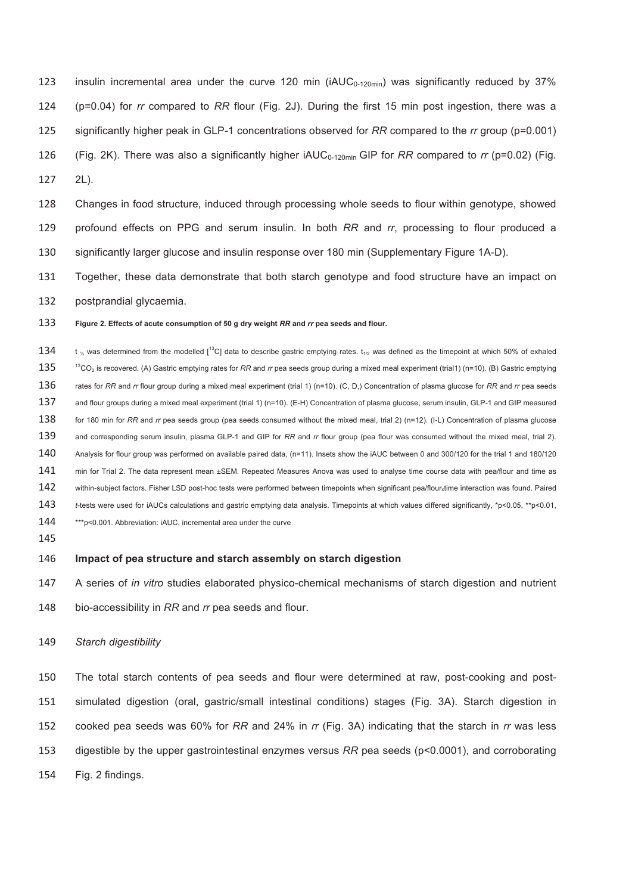insulin incremental area under the curve 120 min ($iAUC_{0\text{-}120min}$) was significantly reduced by 37% ($p=0.04$) for *rr* compared to *RR* flour (Fig. 2J). During the first 15 min post ingestion, there was a significantly higher peak in GLP-1 concentrations observed for *RR* compared to the *rr* group ($p=0.001$) (Fig. 2K). There was also a significantly higher $iAUC_{0\text{-}120min}$ GIP for *RR* compared to *rr* ($p=0.02$) (Fig. 2L).

Changes in food structure, induced through processing whole seeds to flour within genotype, showed profound effects on PPG and serum insulin. In both *RR* and *rr*, processing to flour produced a significantly larger glucose and insulin response over 180 min (Supplementary Figure 1A-D).

Together, these data demonstrate that both starch genotype and food structure have an impact on postprandial glycaemia.

**Figure 2. Effects of acute consumption of 50 g dry weight *RR* and *rr* pea seeds and flour.**

$t_{½}$ was determined from the modelled [$^{13}C$] data to describe gastric emptying rates. $t_{1/2}$ was defined as the timepoint at which 50% of exhaled $^{13}CO_2$ is recovered. (A) Gastric emptying rates for *RR* and *rr* pea seeds group during a mixed meal experiment (trial1) (n=10). (B) Gastric emptying rates for *RR* and *rr* flour group during a mixed meal experiment (trial 1) (n=10). (C, D,) Concentration of plasma glucose for *RR* and *rr* pea seeds and flour groups during a mixed meal experiment (trial 1) (n=10). (E-H) Concentration of plasma glucose, serum insulin, GLP-1 and GIP measured for 180 min for *RR* and *rr* pea seeds group (pea seeds consumed without the mixed meal, trial 2) (n=12). (I-L) Concentration of plasma glucose and corresponding serum insulin, plasma GLP-1 and GIP for *RR* and *rr* flour group (pea flour was consumed without the mixed meal, trial 2). Analysis for flour group was performed on available paired data, (n=11). Insets show the iAUC between 0 and 300/120 for the trial 1 and 180/120 min for Trial 2. The data represent mean ±SEM. Repeated Measures Anova was used to analyse time course data with pea/flour and time as within-subject factors. Fisher LSD post-hoc tests were performed between timepoints when significant pea/flour$_x$time interaction was found. Paired *t*-tests were used for iAUCs calculations and gastric emptying data analysis. Timepoints at which values differed significantly, \*$p<0.05$, \*\*$p<0.01$, \*\*\*$p<0.001$. Abbreviation: iAUC, incremental area under the curve

## Impact of pea structure and starch assembly on starch digestion

A series of *in vitro* studies elaborated physico-chemical mechanisms of starch digestion and nutrient bio-accessibility in *RR* and *rr* pea seeds and flour.

### *Starch digestibility*

The total starch contents of pea seeds and flour were determined at raw, post-cooking and post-simulated digestion (oral, gastric/small intestinal conditions) stages (Fig. 3A). Starch digestion in cooked pea seeds was 60% for *RR* and 24% in *rr* (Fig. 3A) indicating that the starch in *rr* was less digestible by the upper gastrointestinal enzymes versus *RR* pea seeds ($p<0.0001$), and corroborating Fig. 2 findings.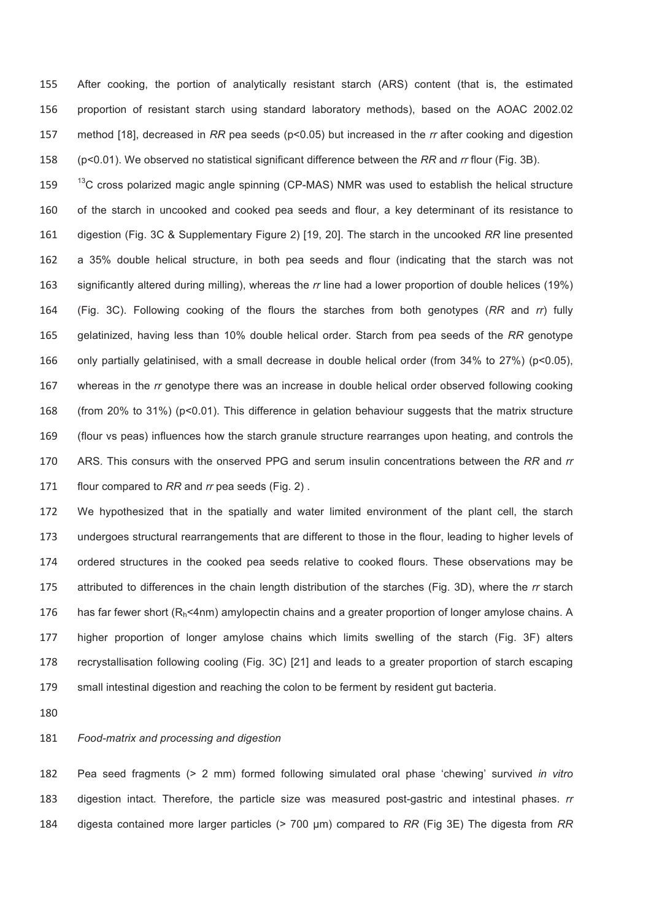After cooking, the portion of analytically resistant starch (ARS) content (that is, the estimated proportion of resistant starch using standard laboratory methods), based on the AOAC 2002.02 method [18], decreased in *RR* pea seeds ($p<0.05$) but increased in the *rr* after cooking and digestion ($p<0.01$). We observed no statistical significant difference between the *RR* and *rr* flour (Fig. 3B).

$^{13}C$ cross polarized magic angle spinning (CP-MAS) NMR was used to establish the helical structure of the starch in uncooked and cooked pea seeds and flour, a key determinant of its resistance to digestion (Fig. 3C & Supplementary Figure 2) [19, 20]. The starch in the uncooked *RR* line presented a 35% double helical structure, in both pea seeds and flour (indicating that the starch was not significantly altered during milling), whereas the *rr* line had a lower proportion of double helices (19%) (Fig. 3C). Following cooking of the flours the starches from both genotypes (*RR* and *rr*) fully gelatinized, having less than 10% double helical order. Starch from pea seeds of the *RR* genotype only partially gelatinised, with a small decrease in double helical order (from 34% to 27%) ($p<0.05$), whereas in the *rr* genotype there was an increase in double helical order observed following cooking (from 20% to 31%) ($p<0.01$). This difference in gelation behaviour suggests that the matrix structure (flour vs peas) influences how the starch granule structure rearranges upon heating, and controls the ARS. This consurs with the onserved PPG and serum insulin concentrations between the *RR* and *rr* flour compared to *RR* and *rr* pea seeds (Fig. 2) .

We hypothesized that in the spatially and water limited environment of the plant cell, the starch undergoes structural rearrangements that are different to those in the flour, leading to higher levels of ordered structures in the cooked pea seeds relative to cooked flours. These observations may be attributed to differences in the chain length distribution of the starches (Fig. 3D), where the *rr* starch has far fewer short ($R_h$<4nm) amylopectin chains and a greater proportion of longer amylose chains. A higher proportion of longer amylose chains which limits swelling of the starch (Fig. 3F) alters recrystallisation following cooling (Fig. 3C) [21] and leads to a greater proportion of starch escaping small intestinal digestion and reaching the colon to be ferment by resident gut bacteria.

*Food-matrix and processing and digestion*

Pea seed fragments (> 2 mm) formed following simulated oral phase 'chewing' survived *in vitro* digestion intact. Therefore, the particle size was measured post-gastric and intestinal phases. *rr* digesta contained more larger particles (> 700 μm) compared to *RR* (Fig 3E) The digesta from *RR*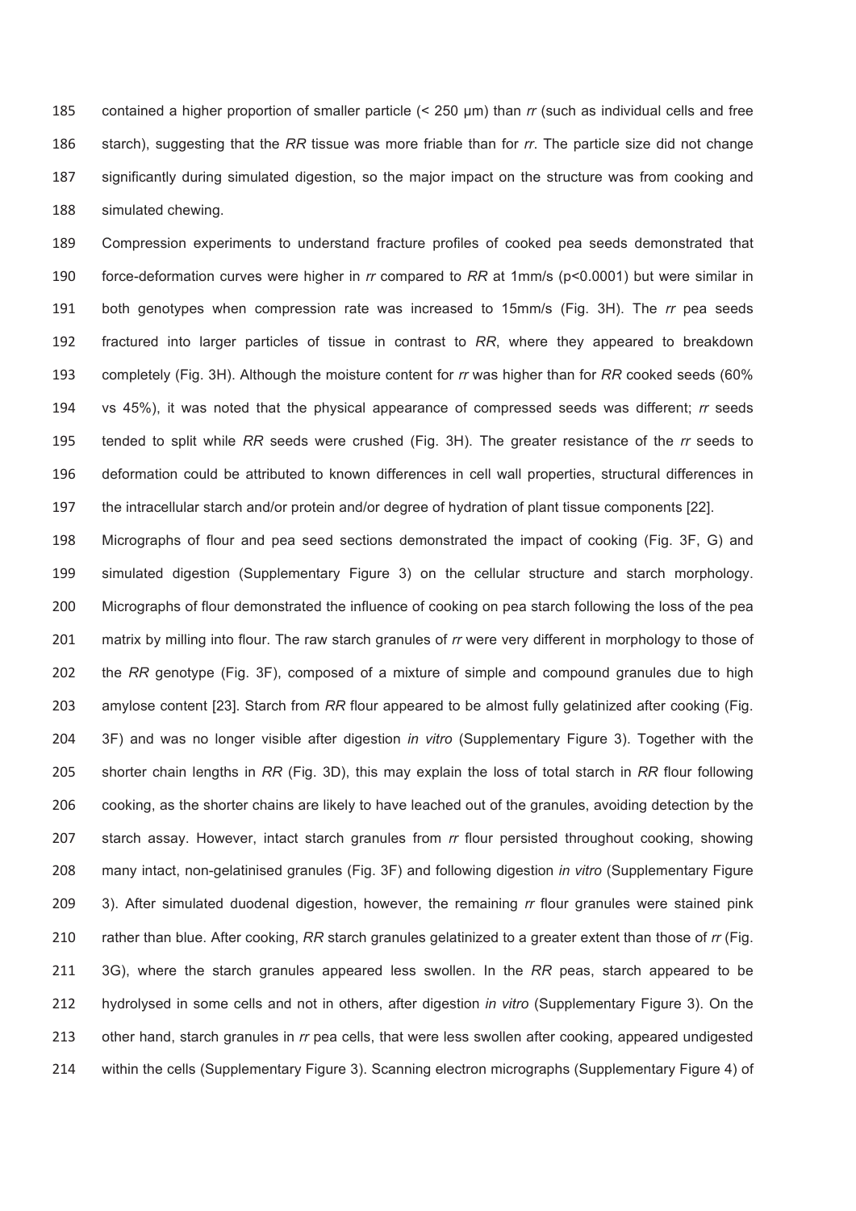contained a higher proportion of smaller particle (< 250 µm) than *rr* (such as individual cells and free starch), suggesting that the *RR* tissue was more friable than for *rr*. The particle size did not change significantly during simulated digestion, so the major impact on the structure was from cooking and simulated chewing.

Compression experiments to understand fracture profiles of cooked pea seeds demonstrated that force-deformation curves were higher in *rr* compared to *RR* at 1mm/s ($p<0.0001$) but were similar in both genotypes when compression rate was increased to 15mm/s (Fig. 3H). The *rr* pea seeds fractured into larger particles of tissue in contrast to *RR*, where they appeared to breakdown completely (Fig. 3H). Although the moisture content for *rr* was higher than for *RR* cooked seeds (60% vs 45%), it was noted that the physical appearance of compressed seeds was different; *rr* seeds tended to split while *RR* seeds were crushed (Fig. 3H). The greater resistance of the *rr* seeds to deformation could be attributed to known differences in cell wall properties, structural differences in the intracellular starch and/or protein and/or degree of hydration of plant tissue components [22].

Micrographs of flour and pea seed sections demonstrated the impact of cooking (Fig. 3F, G) and simulated digestion (Supplementary Figure 3) on the cellular structure and starch morphology. Micrographs of flour demonstrated the influence of cooking on pea starch following the loss of the pea matrix by milling into flour. The raw starch granules of *rr* were very different in morphology to those of the *RR* genotype (Fig. 3F), composed of a mixture of simple and compound granules due to high amylose content [23]. Starch from *RR* flour appeared to be almost fully gelatinized after cooking (Fig. 3F) and was no longer visible after digestion *in vitro* (Supplementary Figure 3). Together with the shorter chain lengths in *RR* (Fig. 3D), this may explain the loss of total starch in *RR* flour following cooking, as the shorter chains are likely to have leached out of the granules, avoiding detection by the starch assay. However, intact starch granules from *rr* flour persisted throughout cooking, showing many intact, non-gelatinised granules (Fig. 3F) and following digestion *in vitro* (Supplementary Figure 3). After simulated duodenal digestion, however, the remaining *rr* flour granules were stained pink rather than blue. After cooking, *RR* starch granules gelatinized to a greater extent than those of *rr* (Fig. 3G), where the starch granules appeared less swollen. In the *RR* peas, starch appeared to be hydrolysed in some cells and not in others, after digestion *in vitro* (Supplementary Figure 3). On the other hand, starch granules in *rr* pea cells, that were less swollen after cooking, appeared undigested within the cells (Supplementary Figure 3). Scanning electron micrographs (Supplementary Figure 4) of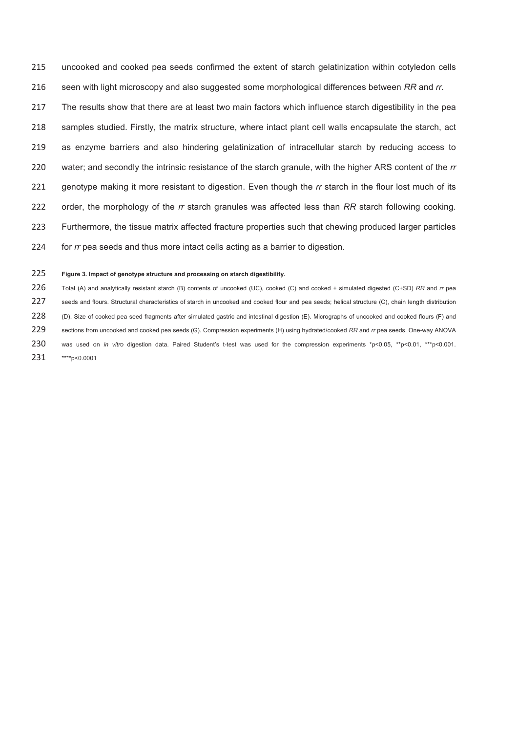uncooked and cooked pea seeds confirmed the extent of starch gelatinization within cotyledon cells seen with light microscopy and also suggested some morphological differences between *RR* and *rr*.

The results show that there are at least two main factors which influence starch digestibility in the pea samples studied. Firstly, the matrix structure, where intact plant cell walls encapsulate the starch, act as enzyme barriers and also hindering gelatinization of intracellular starch by reducing access to water; and secondly the intrinsic resistance of the starch granule, with the higher ARS content of the *rr* genotype making it more resistant to digestion. Even though the *rr* starch in the flour lost much of its order, the morphology of the *rr* starch granules was affected less than *RR* starch following cooking. Furthermore, the tissue matrix affected fracture properties such that chewing produced larger particles for *rr* pea seeds and thus more intact cells acting as a barrier to digestion.

**Figure 3. Impact of genotype structure and processing on starch digestibility.**

Total (A) and analytically resistant starch (B) contents of uncooked (UC), cooked (C) and cooked + simulated digested (C+SD) *RR* and *rr* pea seeds and flours. Structural characteristics of starch in uncooked and cooked flour and pea seeds; helical structure (C), chain length distribution (D). Size of cooked pea seed fragments after simulated gastric and intestinal digestion (E). Micrographs of uncooked and cooked flours (F) and sections from uncooked and cooked pea seeds (G). Compression experiments (H) using hydrated/cooked *RR* and *rr* pea seeds. One-way ANOVA was used on *in vitro* digestion data. Paired Student's t-test was used for the compression experiments *p<0.05, **p<0.01, ***p<0.001. ****p<0.0001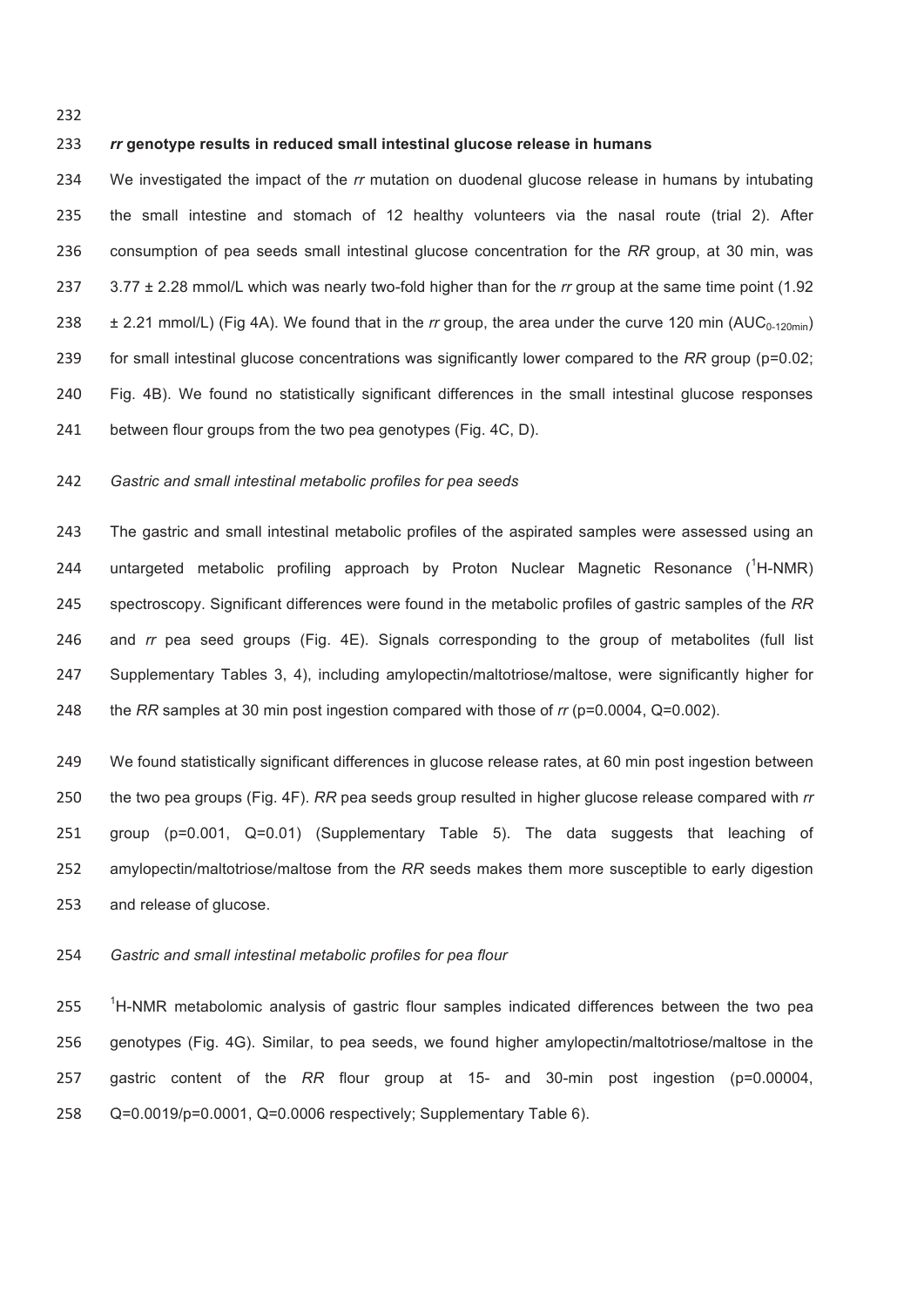### *rr* genotype results in reduced small intestinal glucose release in humans

We investigated the impact of the *rr* mutation on duodenal glucose release in humans by intubating the small intestine and stomach of 12 healthy volunteers via the nasal route (trial 2). After consumption of pea seeds small intestinal glucose concentration for the *RR* group, at 30 min, was 3.77 ± 2.28 mmol/L which was nearly two-fold higher than for the *rr* group at the same time point (1.92 ± 2.21 mmol/L) (Fig 4A). We found that in the *rr* group, the area under the curve 120 min ($AUC_{0\text{-}120min}$) for small intestinal glucose concentrations was significantly lower compared to the *RR* group ($p$=0.02; Fig. 4B). We found no statistically significant differences in the small intestinal glucose responses between flour groups from the two pea genotypes (Fig. 4C, D).

#### *Gastric and small intestinal metabolic profiles for pea seeds*

The gastric and small intestinal metabolic profiles of the aspirated samples were assessed using an untargeted metabolic profiling approach by Proton Nuclear Magnetic Resonance ($^1$H-NMR) spectroscopy. Significant differences were found in the metabolic profiles of gastric samples of the *RR* and *rr* pea seed groups (Fig. 4E). Signals corresponding to the group of metabolites (full list Supplementary Tables 3, 4), including amylopectin/maltotriose/maltose, were significantly higher for the *RR* samples at 30 min post ingestion compared with those of *rr* ($p$=0.0004, Q=0.002).

We found statistically significant differences in glucose release rates, at 60 min post ingestion between the two pea groups (Fig. 4F). *RR* pea seeds group resulted in higher glucose release compared with *rr* group ($p$=0.001, Q=0.01) (Supplementary Table 5). The data suggests that leaching of amylopectin/maltotriose/maltose from the *RR* seeds makes them more susceptible to early digestion and release of glucose.

#### *Gastric and small intestinal metabolic profiles for pea flour*

$^1$H-NMR metabolomic analysis of gastric flour samples indicated differences between the two pea genotypes (Fig. 4G). Similar, to pea seeds, we found higher amylopectin/maltotriose/maltose in the gastric content of the *RR* flour group at 15- and 30-min post ingestion ($p$=0.00004, Q=0.0019/$p$=0.0001, Q=0.0006 respectively; Supplementary Table 6).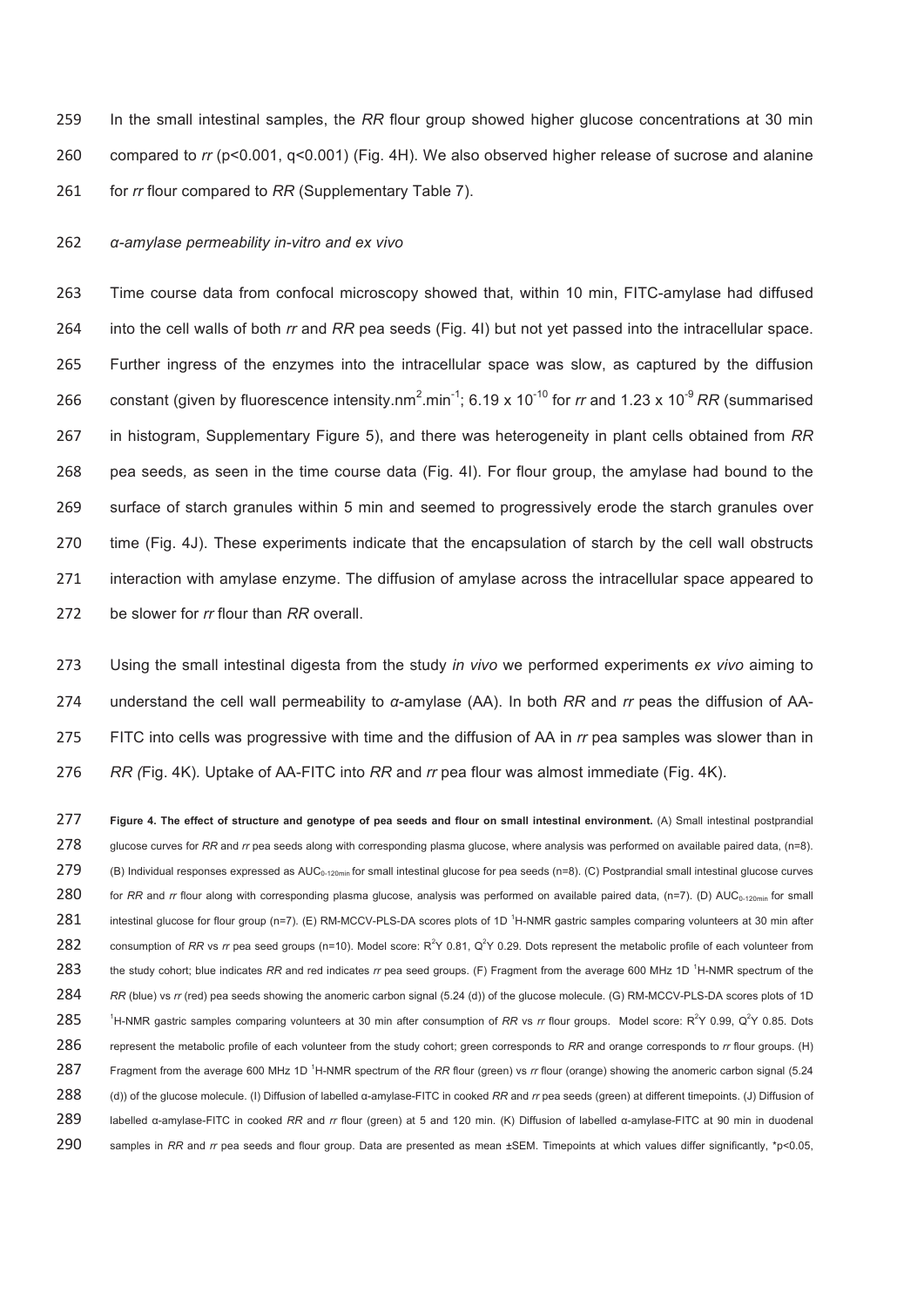In the small intestinal samples, the *RR* flour group showed higher glucose concentrations at 30 min compared to *rr* ($p<0.001$, $q<0.001$) (Fig. 4H). We also observed higher release of sucrose and alanine for *rr* flour compared to *RR* (Supplementary Table 7).

*α-amylase permeability in-vitro and ex vivo*

Time course data from confocal microscopy showed that, within 10 min, FITC-amylase had diffused into the cell walls of both *rr* and *RR* pea seeds (Fig. 4I) but not yet passed into the intracellular space. Further ingress of the enzymes into the intracellular space was slow, as captured by the diffusion constant (given by fluorescence intensity.$nm^2.min^{-1}$; $6.19 \times 10^{-10}$ for *rr* and $1.23 \times 10^{-9}$ *RR* (summarised in histogram, Supplementary Figure 5), and there was heterogeneity in plant cells obtained from *RR* pea seeds, as seen in the time course data (Fig. 4I). For flour group, the amylase had bound to the surface of starch granules within 5 min and seemed to progressively erode the starch granules over time (Fig. 4J). These experiments indicate that the encapsulation of starch by the cell wall obstructs interaction with amylase enzyme. The diffusion of amylase across the intracellular space appeared to be slower for *rr* flour than *RR* overall.

Using the small intestinal digesta from the study *in vivo* we performed experiments *ex vivo* aiming to understand the cell wall permeability to *α*-amylase (AA). In both *RR* and *rr* peas the diffusion of AA-FITC into cells was progressive with time and the diffusion of AA in *rr* pea samples was slower than in *RR (*Fig. 4K)*.* Uptake of AA-FITC into *RR* and *rr* pea flour was almost immediate (Fig. 4K).

**Figure 4. The effect of structure and genotype of pea seeds and flour on small intestinal environment.** (A) Small intestinal postprandial glucose curves for *RR* and *rr* pea seeds along with corresponding plasma glucose, where analysis was performed on available paired data, (n=8). (B) Individual responses expressed as $AUC_{0\text{-}120min}$ for small intestinal glucose for pea seeds (n=8). (C) Postprandial small intestinal glucose curves for *RR* and *rr* flour along with corresponding plasma glucose, analysis was performed on available paired data, (n=7). (D) $AUC_{0\text{-}120min}$ for small intestinal glucose for flour group (n=7). (E) RM-MCCV-PLS-DA scores plots of 1D $^1$H-NMR gastric samples comparing volunteers at 30 min after consumption of *RR* vs *rr* pea seed groups (n=10). Model score: $R^2Y$ 0.81, $Q^2Y$ 0.29. Dots represent the metabolic profile of each volunteer from the study cohort; blue indicates *RR* and red indicates *rr* pea seed groups. (F) Fragment from the average 600 MHz 1D $^1$H-NMR spectrum of the *RR* (blue) vs *rr* (red) pea seeds showing the anomeric carbon signal (5.24 (d)) of the glucose molecule. (G) RM-MCCV-PLS-DA scores plots of 1D $^1$H-NMR gastric samples comparing volunteers at 30 min after consumption of *RR* vs *rr* flour groups. Model score: $R^2Y$ 0.99, $Q^2Y$ 0.85. Dots represent the metabolic profile of each volunteer from the study cohort; green corresponds to *RR* and orange corresponds to *rr* flour groups. (H) Fragment from the average 600 MHz 1D $^1$H-NMR spectrum of the *RR* flour (green) vs *rr* flour (orange) showing the anomeric carbon signal (5.24 (d)) of the glucose molecule. (I) Diffusion of labelled α-amylase-FITC in cooked *RR* and *rr* pea seeds (green) at different timepoints. (J) Diffusion of labelled α-amylase-FITC in cooked *RR* and *rr* flour (green) at 5 and 120 min. (K) Diffusion of labelled α-amylase-FITC at 90 min in duodenal samples in *RR* and *rr* pea seeds and flour group. Data are presented as mean ±SEM. Timepoints at which values differ significantly, $*p<0.05$,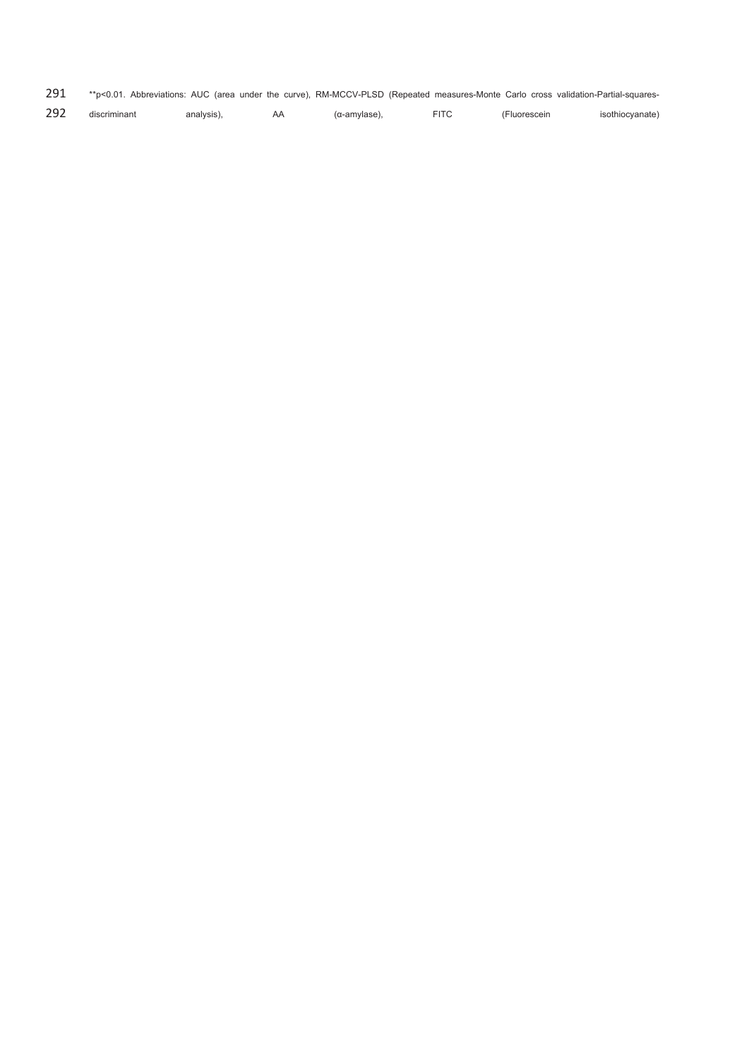**p<0.01. Abbreviations: AUC (area under the curve), RM-MCCV-PLSD (Repeated measures-Monte Carlo cross validation-Partial-squares-discriminant analysis), AA (α-amylase), FITC (Fluorescein isothiocyanate)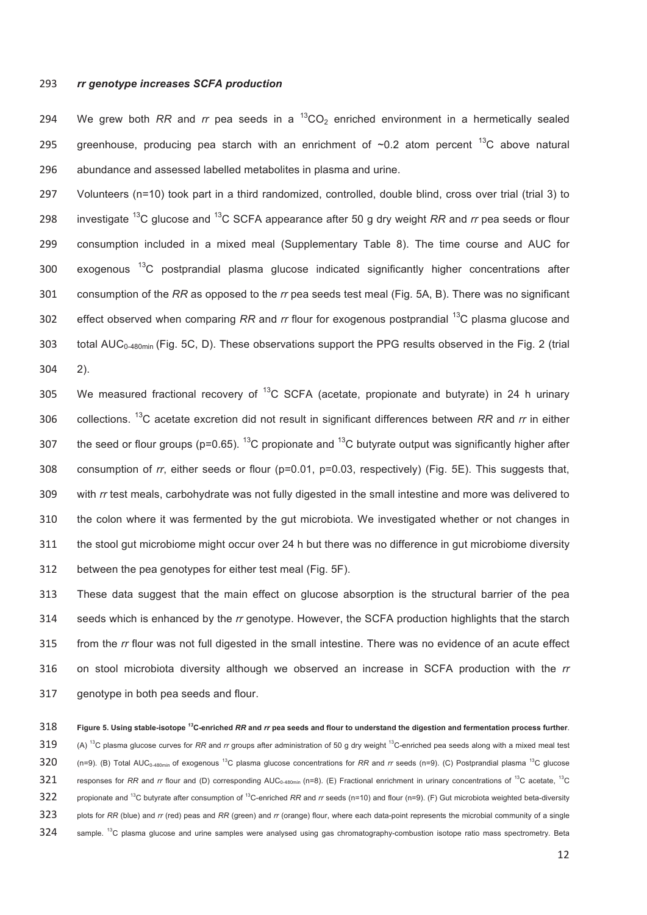### *rr genotype increases SCFA production*

We grew both *RR* and *rr* pea seeds in a $^{13}CO_2$ enriched environment in a hermetically sealed greenhouse, producing pea starch with an enrichment of ~0.2 atom percent $^{13}C$ above natural abundance and assessed labelled metabolites in plasma and urine.

Volunteers (n=10) took part in a third randomized, controlled, double blind, cross over trial (trial 3) to investigate $^{13}C$ glucose and $^{13}C$ SCFA appearance after 50 g dry weight *RR* and *rr* pea seeds or flour consumption included in a mixed meal (Supplementary Table 8). The time course and AUC for exogenous $^{13}C$ postprandial plasma glucose indicated significantly higher concentrations after consumption of the *RR* as opposed to the *rr* pea seeds test meal (Fig. 5A, B). There was no significant effect observed when comparing *RR* and *rr* flour for exogenous postprandial $^{13}C$ plasma glucose and total $AUC_{0\text{-}480min}$ (Fig. 5C, D). These observations support the PPG results observed in the Fig. 2 (trial 2).

We measured fractional recovery of $^{13}C$ SCFA (acetate, propionate and butyrate) in 24 h urinary collections. $^{13}C$ acetate excretion did not result in significant differences between *RR* and *rr* in either the seed or flour groups (p=0.65). $^{13}C$ propionate and $^{13}C$ butyrate output was significantly higher after consumption of *rr*, either seeds or flour (p=0.01, p=0.03, respectively) (Fig. 5E). This suggests that, with *rr* test meals, carbohydrate was not fully digested in the small intestine and more was delivered to the colon where it was fermented by the gut microbiota. We investigated whether or not changes in the stool gut microbiome might occur over 24 h but there was no difference in gut microbiome diversity between the pea genotypes for either test meal (Fig. 5F).

These data suggest that the main effect on glucose absorption is the structural barrier of the pea seeds which is enhanced by the *rr* genotype. However, the SCFA production highlights that the starch from the *rr* flour was not full digested in the small intestine. There was no evidence of an acute effect on stool microbiota diversity although we observed an increase in SCFA production with the *rr* genotype in both pea seeds and flour.

**Figure 5. Using stable-isotope $^{13}C$-enriched *RR* and *rr* pea seeds and flour to understand the digestion and fermentation process further**. (A) $^{13}C$ plasma glucose curves for *RR* and *rr* groups after administration of 50 g dry weight $^{13}C$-enriched pea seeds along with a mixed meal test (n=9). (B) Total $AUC_{0\text{-}480min}$ of exogenous $^{13}C$ plasma glucose concentrations for *RR* and *rr* seeds (n=9). (C) Postprandial plasma $^{13}C$ glucose responses for *RR* and *rr* flour and (D) corresponding $AUC_{0\text{-}480min}$ (n=8). (E) Fractional enrichment in urinary concentrations of $^{13}C$ acetate, $^{13}C$ propionate and $^{13}C$ butyrate after consumption of $^{13}C$-enriched *RR* and *rr* seeds (n=10) and flour (n=9). (F) Gut microbiota weighted beta-diversity plots for *RR* (blue) and *rr* (red) peas and *RR* (green) and *rr* (orange) flour, where each data-point represents the microbial community of a single sample. $^{13}C$ plasma glucose and urine samples were analysed using gas chromatography-combustion isotope ratio mass spectrometry. Beta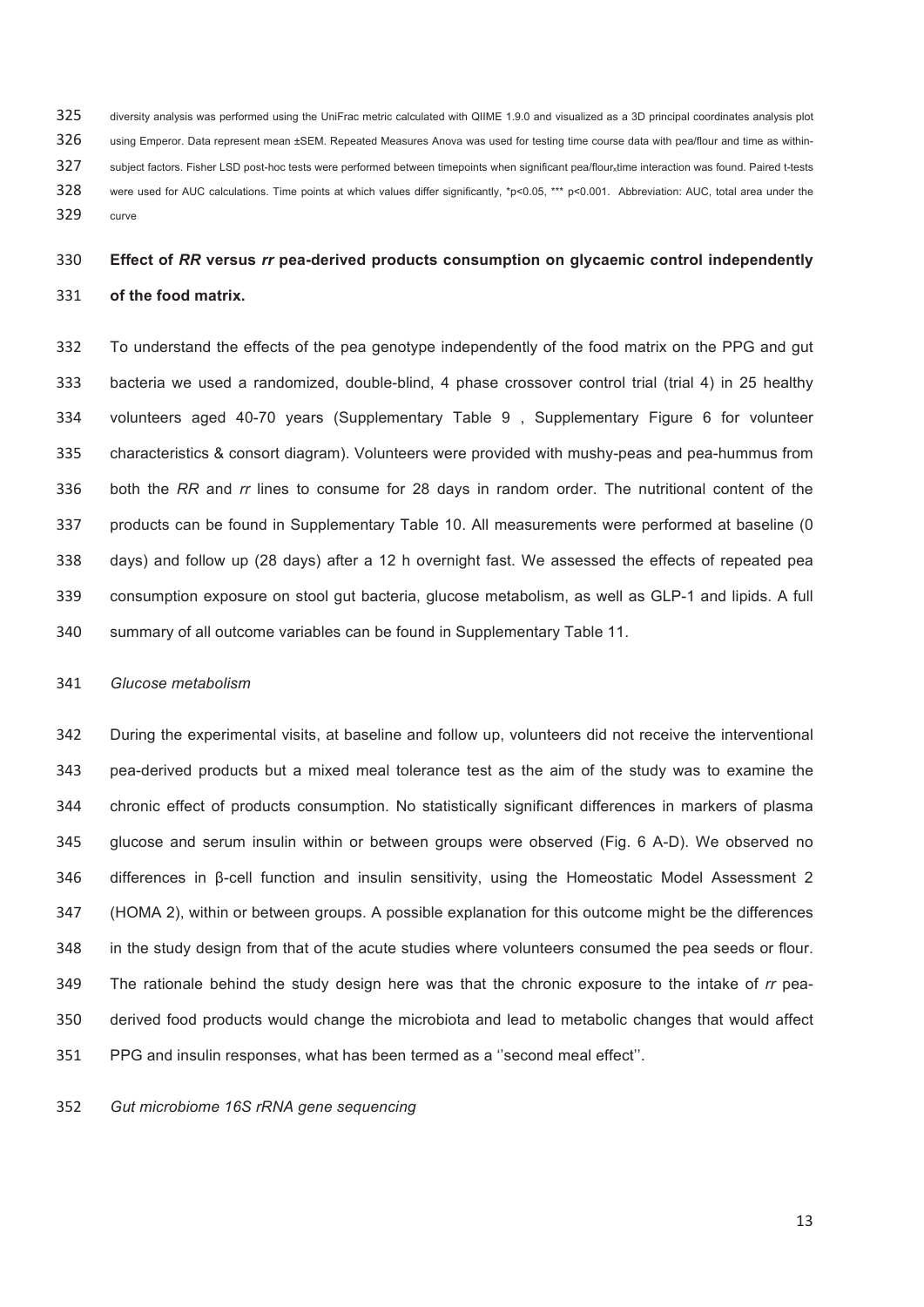diversity analysis was performed using the UniFrac metric calculated with QIIME 1.9.0 and visualized as a 3D principal coordinates analysis plot using Emperor. Data represent mean ±SEM. Repeated Measures Anova was used for testing time course data with pea/flour and time as within-subject factors. Fisher LSD post-hoc tests were performed between timepoints when significant pea/flour×time interaction was found. Paired t-tests were used for AUC calculations. Time points at which values differ significantly, *p<0.05, *** p<0.001. Abbreviation: AUC, total area under the curve

**Effect of *RR* versus *rr* pea-derived products consumption on glycaemic control independently of the food matrix.**

To understand the effects of the pea genotype independently of the food matrix on the PPG and gut bacteria we used a randomized, double-blind, 4 phase crossover control trial (trial 4) in 25 healthy volunteers aged 40-70 years (Supplementary Table 9 , Supplementary Figure 6 for volunteer characteristics & consort diagram). Volunteers were provided with mushy-peas and pea-hummus from both the *RR* and *rr* lines to consume for 28 days in random order. The nutritional content of the products can be found in Supplementary Table 10. All measurements were performed at baseline (0 days) and follow up (28 days) after a 12 h overnight fast. We assessed the effects of repeated pea consumption exposure on stool gut bacteria, glucose metabolism, as well as GLP-1 and lipids. A full summary of all outcome variables can be found in Supplementary Table 11.

*Glucose metabolism*

During the experimental visits, at baseline and follow up, volunteers did not receive the interventional pea-derived products but a mixed meal tolerance test as the aim of the study was to examine the chronic effect of products consumption. No statistically significant differences in markers of plasma glucose and serum insulin within or between groups were observed (Fig. 6 A-D). We observed no differences in β-cell function and insulin sensitivity, using the Homeostatic Model Assessment 2 (HOMA 2), within or between groups. A possible explanation for this outcome might be the differences in the study design from that of the acute studies where volunteers consumed the pea seeds or flour. The rationale behind the study design here was that the chronic exposure to the intake of *rr* pea-derived food products would change the microbiota and lead to metabolic changes that would affect PPG and insulin responses, what has been termed as a ''second meal effect''.

*Gut microbiome 16S rRNA gene sequencing*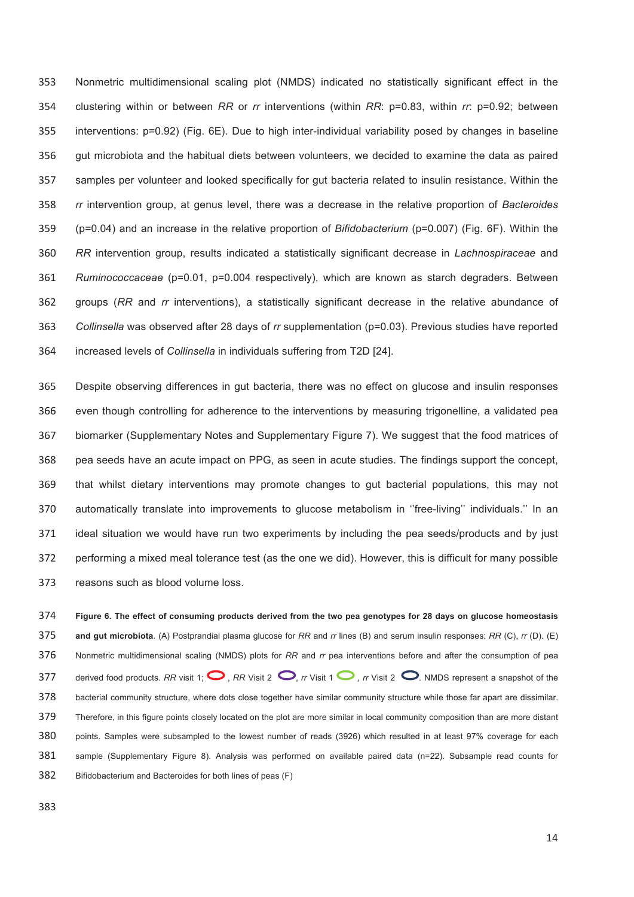Nonmetric multidimensional scaling plot (NMDS) indicated no statistically significant effect in the clustering within or between *RR* or *rr* interventions (within *RR*: p=0.83, within *rr*: p=0.92; between interventions: p=0.92) (Fig. 6E). Due to high inter-individual variability posed by changes in baseline gut microbiota and the habitual diets between volunteers, we decided to examine the data as paired samples per volunteer and looked specifically for gut bacteria related to insulin resistance. Within the *rr* intervention group, at genus level, there was a decrease in the relative proportion of *Bacteroides* (p=0.04) and an increase in the relative proportion of *Bifidobacterium* (p=0.007) (Fig. 6F). Within the *RR* intervention group, results indicated a statistically significant decrease in *Lachnospiraceae* and *Ruminococcaceae* (p=0.01, p=0.004 respectively), which are known as starch degraders. Between groups (*RR* and *rr* interventions), a statistically significant decrease in the relative abundance of *Collinsella* was observed after 28 days of *rr* supplementation (p=0.03). Previous studies have reported increased levels of *Collinsella* in individuals suffering from T2D [24].

Despite observing differences in gut bacteria, there was no effect on glucose and insulin responses even though controlling for adherence to the interventions by measuring trigonelline, a validated pea biomarker (Supplementary Notes and Supplementary Figure 7). We suggest that the food matrices of pea seeds have an acute impact on PPG, as seen in acute studies. The findings support the concept, that whilst dietary interventions may promote changes to gut bacterial populations, this may not automatically translate into improvements to glucose metabolism in ''free-living'' individuals.'' In an ideal situation we would have run two experiments by including the pea seeds/products and by just performing a mixed meal tolerance test (as the one we did). However, this is difficult for many possible reasons such as blood volume loss.

**Figure 6. The effect of consuming products derived from the two pea genotypes for 28 days on glucose homeostasis and gut microbiota**. (A) Postprandial plasma glucose for *RR* and *rr* lines (B) and serum insulin responses: *RR* (C), *rr* (D). (E) Nonmetric multidimensional scaling (NMDS) plots for *RR* and *rr* pea interventions before and after the consumption of pea derived food products. *RR* visit 1; ⬭ , *RR* Visit 2 ⬭, *rr* Visit 1 ⬭ , *rr* Visit 2 ⬭. NMDS represent a snapshot of the bacterial community structure, where dots close together have similar community structure while those far apart are dissimilar. Therefore, in this figure points closely located on the plot are more similar in local community composition than are more distant points. Samples were subsampled to the lowest number of reads (3926) which resulted in at least 97% coverage for each sample (Supplementary Figure 8). Analysis was performed on available paired data (n=22). Subsample read counts for Bifidobacterium and Bacteroides for both lines of peas (F)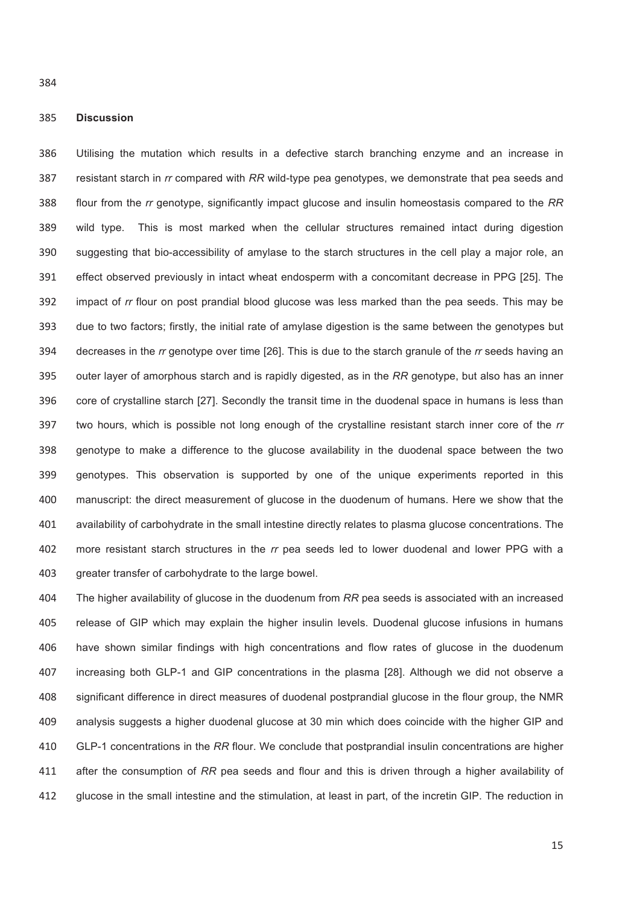## Discussion

Utilising the mutation which results in a defective starch branching enzyme and an increase in resistant starch in *rr* compared with *RR* wild-type pea genotypes, we demonstrate that pea seeds and flour from the *rr* genotype, significantly impact glucose and insulin homeostasis compared to the *RR* wild type. This is most marked when the cellular structures remained intact during digestion suggesting that bio-accessibility of amylase to the starch structures in the cell play a major role, an effect observed previously in intact wheat endosperm with a concomitant decrease in PPG [25]. The impact of *rr* flour on post prandial blood glucose was less marked than the pea seeds. This may be due to two factors; firstly, the initial rate of amylase digestion is the same between the genotypes but decreases in the *rr* genotype over time [26]. This is due to the starch granule of the *rr* seeds having an outer layer of amorphous starch and is rapidly digested, as in the *RR* genotype, but also has an inner core of crystalline starch [27]. Secondly the transit time in the duodenal space in humans is less than two hours, which is possible not long enough of the crystalline resistant starch inner core of the *rr* genotype to make a difference to the glucose availability in the duodenal space between the two genotypes. This observation is supported by one of the unique experiments reported in this manuscript: the direct measurement of glucose in the duodenum of humans. Here we show that the availability of carbohydrate in the small intestine directly relates to plasma glucose concentrations. The more resistant starch structures in the *rr* pea seeds led to lower duodenal and lower PPG with a greater transfer of carbohydrate to the large bowel.

The higher availability of glucose in the duodenum from *RR* pea seeds is associated with an increased release of GIP which may explain the higher insulin levels. Duodenal glucose infusions in humans have shown similar findings with high concentrations and flow rates of glucose in the duodenum increasing both GLP-1 and GIP concentrations in the plasma [28]. Although we did not observe a significant difference in direct measures of duodenal postprandial glucose in the flour group, the NMR analysis suggests a higher duodenal glucose at 30 min which does coincide with the higher GIP and GLP-1 concentrations in the *RR* flour. We conclude that postprandial insulin concentrations are higher after the consumption of *RR* pea seeds and flour and this is driven through a higher availability of glucose in the small intestine and the stimulation, at least in part, of the incretin GIP. The reduction in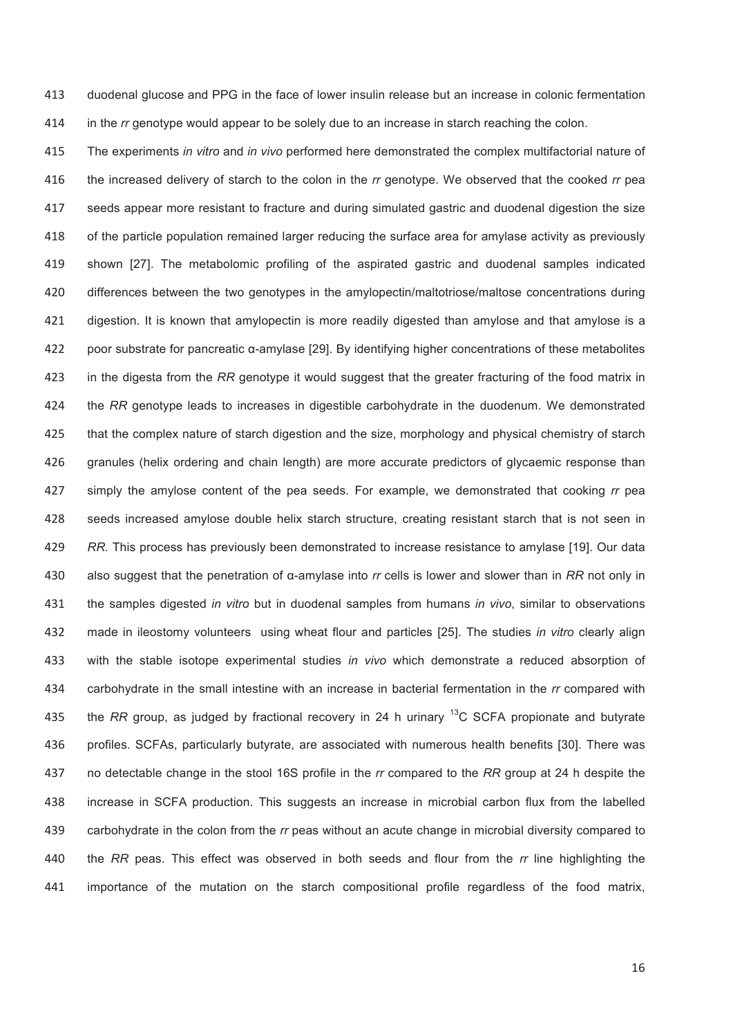duodenal glucose and PPG in the face of lower insulin release but an increase in colonic fermentation in the *rr* genotype would appear to be solely due to an increase in starch reaching the colon.

The experiments *in vitro* and *in vivo* performed here demonstrated the complex multifactorial nature of the increased delivery of starch to the colon in the *rr* genotype. We observed that the cooked *rr* pea seeds appear more resistant to fracture and during simulated gastric and duodenal digestion the size of the particle population remained larger reducing the surface area for amylase activity as previously shown [27]. The metabolomic profiling of the aspirated gastric and duodenal samples indicated differences between the two genotypes in the amylopectin/maltotriose/maltose concentrations during digestion. It is known that amylopectin is more readily digested than amylose and that amylose is a poor substrate for pancreatic α-amylase [29]. By identifying higher concentrations of these metabolites in the digesta from the *RR* genotype it would suggest that the greater fracturing of the food matrix in the *RR* genotype leads to increases in digestible carbohydrate in the duodenum. We demonstrated that the complex nature of starch digestion and the size, morphology and physical chemistry of starch granules (helix ordering and chain length) are more accurate predictors of glycaemic response than simply the amylose content of the pea seeds. For example, we demonstrated that cooking *rr* pea seeds increased amylose double helix starch structure, creating resistant starch that is not seen in *RR*. This process has previously been demonstrated to increase resistance to amylase [19]. Our data also suggest that the penetration of α-amylase into *rr* cells is lower and slower than in *RR* not only in the samples digested *in vitro* but in duodenal samples from humans *in vivo*, similar to observations made in ileostomy volunteers using wheat flour and particles [25]. The studies *in vitro* clearly align with the stable isotope experimental studies *in vivo* which demonstrate a reduced absorption of carbohydrate in the small intestine with an increase in bacterial fermentation in the *rr* compared with the *RR* group, as judged by fractional recovery in 24 h urinary $^{13}$C SCFA propionate and butyrate profiles. SCFAs, particularly butyrate, are associated with numerous health benefits [30]. There was no detectable change in the stool 16S profile in the *rr* compared to the *RR* group at 24 h despite the increase in SCFA production. This suggests an increase in microbial carbon flux from the labelled carbohydrate in the colon from the *rr* peas without an acute change in microbial diversity compared to the *RR* peas. This effect was observed in both seeds and flour from the *rr* line highlighting the importance of the mutation on the starch compositional profile regardless of the food matrix,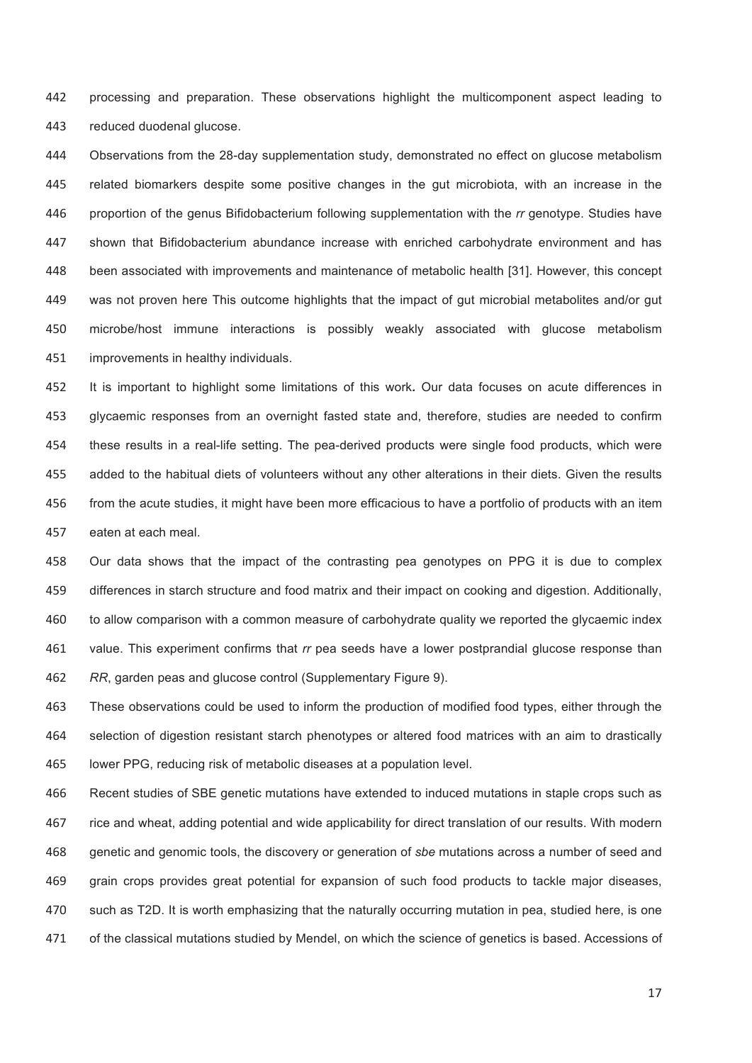processing and preparation. These observations highlight the multicomponent aspect leading to reduced duodenal glucose.

Observations from the 28-day supplementation study, demonstrated no effect on glucose metabolism related biomarkers despite some positive changes in the gut microbiota, with an increase in the proportion of the genus Bifidobacterium following supplementation with the *rr* genotype. Studies have shown that Bifidobacterium abundance increase with enriched carbohydrate environment and has been associated with improvements and maintenance of metabolic health [31]. However, this concept was not proven here This outcome highlights that the impact of gut microbial metabolites and/or gut microbe/host immune interactions is possibly weakly associated with glucose metabolism improvements in healthy individuals.

It is important to highlight some limitations of this work**.** Our data focuses on acute differences in glycaemic responses from an overnight fasted state and, therefore, studies are needed to confirm these results in a real-life setting. The pea-derived products were single food products, which were added to the habitual diets of volunteers without any other alterations in their diets. Given the results from the acute studies, it might have been more efficacious to have a portfolio of products with an item eaten at each meal.

Our data shows that the impact of the contrasting pea genotypes on PPG it is due to complex differences in starch structure and food matrix and their impact on cooking and digestion. Additionally, to allow comparison with a common measure of carbohydrate quality we reported the glycaemic index value. This experiment confirms that *rr* pea seeds have a lower postprandial glucose response than *RR*, garden peas and glucose control (Supplementary Figure 9).

These observations could be used to inform the production of modified food types, either through the selection of digestion resistant starch phenotypes or altered food matrices with an aim to drastically lower PPG, reducing risk of metabolic diseases at a population level.

Recent studies of SBE genetic mutations have extended to induced mutations in staple crops such as rice and wheat, adding potential and wide applicability for direct translation of our results. With modern genetic and genomic tools, the discovery or generation of *sbe* mutations across a number of seed and grain crops provides great potential for expansion of such food products to tackle major diseases, such as T2D. It is worth emphasizing that the naturally occurring mutation in pea, studied here, is one of the classical mutations studied by Mendel, on which the science of genetics is based. Accessions of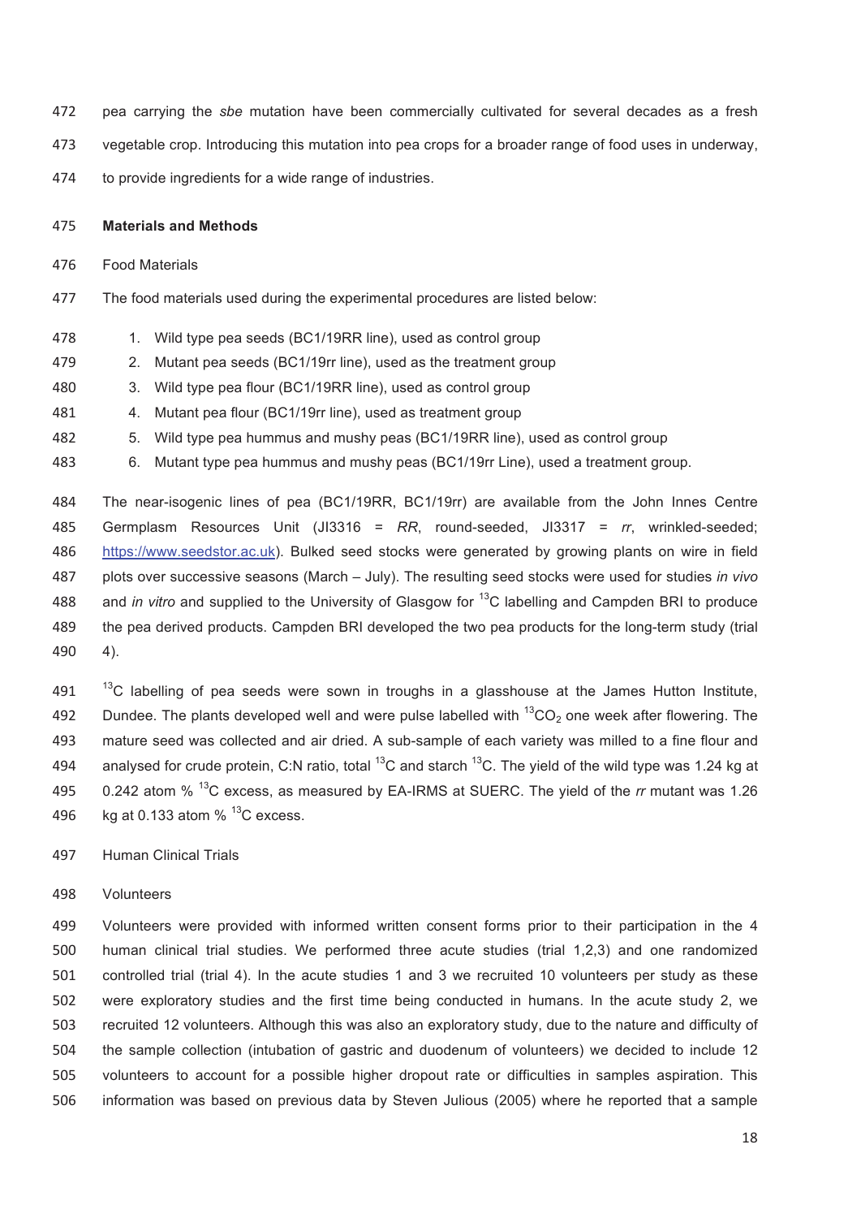pea carrying the *sbe* mutation have been commercially cultivated for several decades as a fresh vegetable crop. Introducing this mutation into pea crops for a broader range of food uses in underway, to provide ingredients for a wide range of industries.

**Materials and Methods**

Food Materials

The food materials used during the experimental procedures are listed below:

1. Wild type pea seeds (BC1/19RR line), used as control group
2. Mutant pea seeds (BC1/19rr line), used as the treatment group
3. Wild type pea flour (BC1/19RR line), used as control group
4. Mutant pea flour (BC1/19rr line), used as treatment group
5. Wild type pea hummus and mushy peas (BC1/19RR line), used as control group
6. Mutant type pea hummus and mushy peas (BC1/19rr Line), used a treatment group.

The near-isogenic lines of pea (BC1/19RR, BC1/19rr) are available from the John Innes Centre Germplasm Resources Unit (JI3316 = *RR*, round-seeded, JI3317 = *rr*, wrinkled-seeded; https://www.seedstor.ac.uk). Bulked seed stocks were generated by growing plants on wire in field plots over successive seasons (March – July). The resulting seed stocks were used for studies *in vivo* and *in vitro* and supplied to the University of Glasgow for $^{13}C$ labelling and Campden BRI to produce the pea derived products. Campden BRI developed the two pea products for the long-term study (trial 4).

$^{13}C$ labelling of pea seeds were sown in troughs in a glasshouse at the James Hutton Institute, Dundee. The plants developed well and were pulse labelled with $^{13}CO_2$ one week after flowering. The mature seed was collected and air dried. A sub-sample of each variety was milled to a fine flour and analysed for crude protein, C:N ratio, total $^{13}C$ and starch $^{13}C$. The yield of the wild type was 1.24 kg at 0.242 atom % $^{13}C$ excess, as measured by EA-IRMS at SUERC. The yield of the *rr* mutant was 1.26 kg at 0.133 atom % $^{13}C$ excess.

Human Clinical Trials

Volunteers

Volunteers were provided with informed written consent forms prior to their participation in the 4 human clinical trial studies. We performed three acute studies (trial 1,2,3) and one randomized controlled trial (trial 4). In the acute studies 1 and 3 we recruited 10 volunteers per study as these were exploratory studies and the first time being conducted in humans. In the acute study 2, we recruited 12 volunteers. Although this was also an exploratory study, due to the nature and difficulty of the sample collection (intubation of gastric and duodenum of volunteers) we decided to include 12 volunteers to account for a possible higher dropout rate or difficulties in samples aspiration. This information was based on previous data by Steven Julious (2005) where he reported that a sample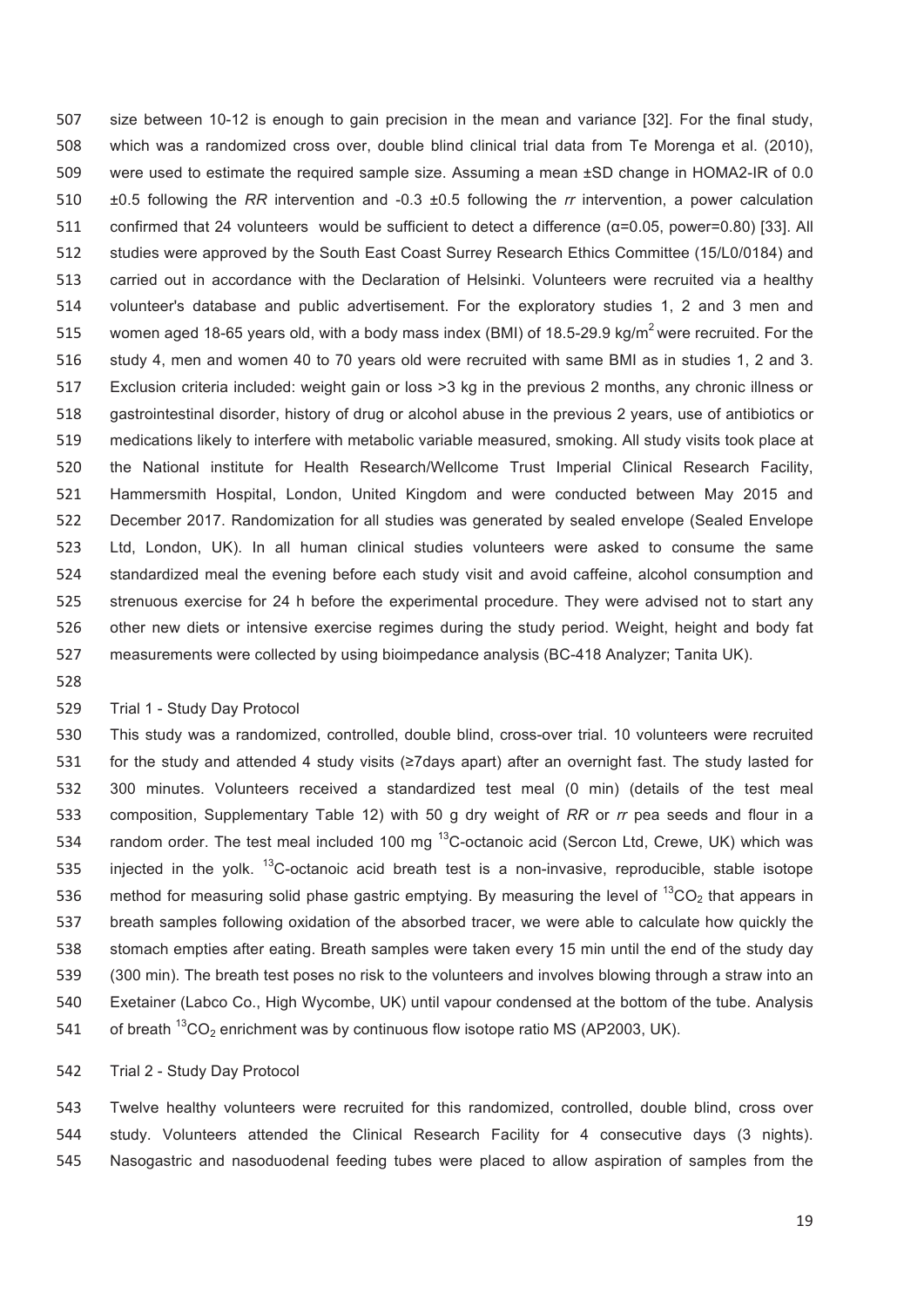size between 10-12 is enough to gain precision in the mean and variance [32]. For the final study, which was a randomized cross over, double blind clinical trial data from Te Morenga et al. (2010), were used to estimate the required sample size. Assuming a mean ±SD change in HOMA2-IR of 0.0 ±0.5 following the *RR* intervention and -0.3 ±0.5 following the *rr* intervention, a power calculation confirmed that 24 volunteers would be sufficient to detect a difference ($\alpha$=0.05, power=0.80) [33]. All studies were approved by the South East Coast Surrey Research Ethics Committee (15/L0/0184) and carried out in accordance with the Declaration of Helsinki. Volunteers were recruited via a healthy volunteer's database and public advertisement. For the exploratory studies 1, 2 and 3 men and women aged 18-65 years old, with a body mass index (BMI) of 18.5-29.9 kg/m$^2$ were recruited. For the study 4, men and women 40 to 70 years old were recruited with same BMI as in studies 1, 2 and 3. Exclusion criteria included: weight gain or loss >3 kg in the previous 2 months, any chronic illness or gastrointestinal disorder, history of drug or alcohol abuse in the previous 2 years, use of antibiotics or medications likely to interfere with metabolic variable measured, smoking. All study visits took place at the National institute for Health Research/Wellcome Trust Imperial Clinical Research Facility, Hammersmith Hospital, London, United Kingdom and were conducted between May 2015 and December 2017. Randomization for all studies was generated by sealed envelope (Sealed Envelope Ltd, London, UK). In all human clinical studies volunteers were asked to consume the same standardized meal the evening before each study visit and avoid caffeine, alcohol consumption and strenuous exercise for 24 h before the experimental procedure. They were advised not to start any other new diets or intensive exercise regimes during the study period. Weight, height and body fat measurements were collected by using bioimpedance analysis (BC-418 Analyzer; Tanita UK).

Trial 1 - Study Day Protocol

This study was a randomized, controlled, double blind, cross-over trial. 10 volunteers were recruited for the study and attended 4 study visits (≥7days apart) after an overnight fast. The study lasted for 300 minutes. Volunteers received a standardized test meal (0 min) (details of the test meal composition, Supplementary Table 12) with 50 g dry weight of *RR* or *rr* pea seeds and flour in a random order. The test meal included 100 mg $^{13}$C-octanoic acid (Sercon Ltd, Crewe, UK) which was injected in the yolk. $^{13}$C-octanoic acid breath test is a non-invasive, reproducible, stable isotope method for measuring solid phase gastric emptying. By measuring the level of $^{13}CO_2$ that appears in breath samples following oxidation of the absorbed tracer, we were able to calculate how quickly the stomach empties after eating. Breath samples were taken every 15 min until the end of the study day (300 min). The breath test poses no risk to the volunteers and involves blowing through a straw into an Exetainer (Labco Co., High Wycombe, UK) until vapour condensed at the bottom of the tube. Analysis of breath $^{13}CO_2$ enrichment was by continuous flow isotope ratio MS (AP2003, UK).

Trial 2 - Study Day Protocol

Twelve healthy volunteers were recruited for this randomized, controlled, double blind, cross over study. Volunteers attended the Clinical Research Facility for 4 consecutive days (3 nights). Nasogastric and nasoduodenal feeding tubes were placed to allow aspiration of samples from the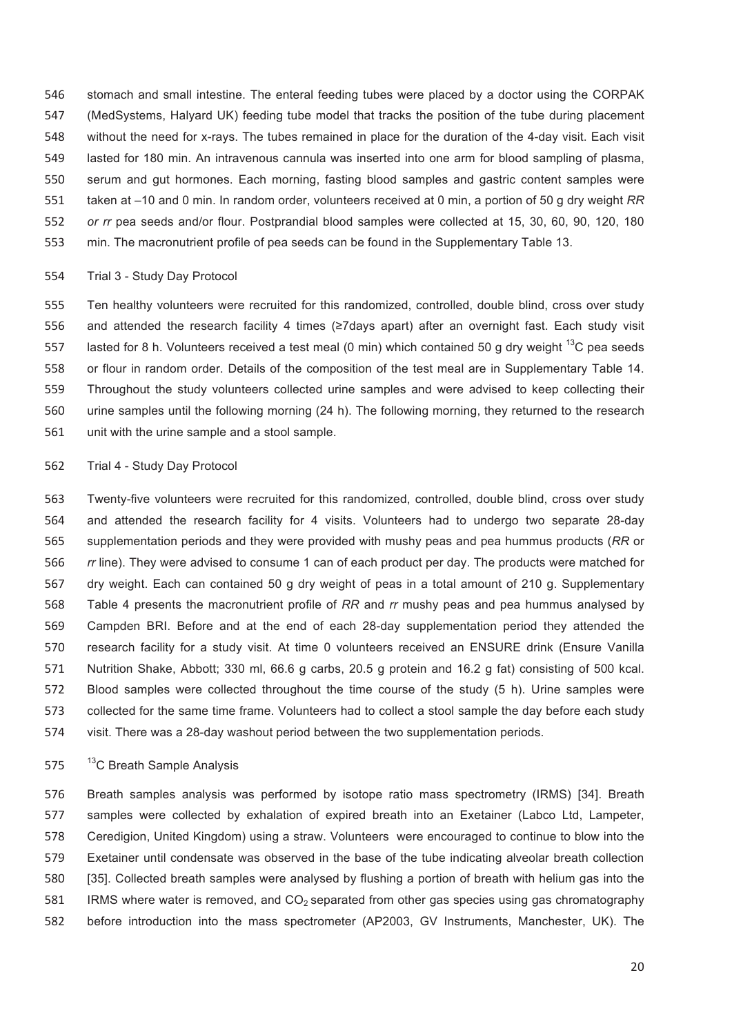stomach and small intestine. The enteral feeding tubes were placed by a doctor using the CORPAK (MedSystems, Halyard UK) feeding tube model that tracks the position of the tube during placement without the need for x-rays. The tubes remained in place for the duration of the 4-day visit. Each visit lasted for 180 min. An intravenous cannula was inserted into one arm for blood sampling of plasma, serum and gut hormones. Each morning, fasting blood samples and gastric content samples were taken at –10 and 0 min. In random order, volunteers received at 0 min, a portion of 50 g dry weight *RR or rr* pea seeds and/or flour. Postprandial blood samples were collected at 15, 30, 60, 90, 120, 180 min. The macronutrient profile of pea seeds can be found in the Supplementary Table 13.

Trial 3 - Study Day Protocol

Ten healthy volunteers were recruited for this randomized, controlled, double blind, cross over study and attended the research facility 4 times (≥7days apart) after an overnight fast. Each study visit lasted for 8 h. Volunteers received a test meal (0 min) which contained 50 g dry weight $^{13}C$ pea seeds or flour in random order. Details of the composition of the test meal are in Supplementary Table 14. Throughout the study volunteers collected urine samples and were advised to keep collecting their urine samples until the following morning (24 h). The following morning, they returned to the research unit with the urine sample and a stool sample.

Trial 4 - Study Day Protocol

Twenty-five volunteers were recruited for this randomized, controlled, double blind, cross over study and attended the research facility for 4 visits. Volunteers had to undergo two separate 28-day supplementation periods and they were provided with mushy peas and pea hummus products (*RR* or *rr* line). They were advised to consume 1 can of each product per day. The products were matched for dry weight. Each can contained 50 g dry weight of peas in a total amount of 210 g. Supplementary Table 4 presents the macronutrient profile of *RR* and *rr* mushy peas and pea hummus analysed by Campden BRI. Before and at the end of each 28-day supplementation period they attended the research facility for a study visit. At time 0 volunteers received an ENSURE drink (Ensure Vanilla Nutrition Shake, Abbott; 330 ml, 66.6 g carbs, 20.5 g protein and 16.2 g fat) consisting of 500 kcal. Blood samples were collected throughout the time course of the study (5 h). Urine samples were collected for the same time frame. Volunteers had to collect a stool sample the day before each study visit. There was a 28-day washout period between the two supplementation periods.

$^{13}C$ Breath Sample Analysis

Breath samples analysis was performed by isotope ratio mass spectrometry (IRMS) [34]. Breath samples were collected by exhalation of expired breath into an Exetainer (Labco Ltd, Lampeter, Ceredigion, United Kingdom) using a straw. Volunteers were encouraged to continue to blow into the Exetainer until condensate was observed in the base of the tube indicating alveolar breath collection [35]. Collected breath samples were analysed by flushing a portion of breath with helium gas into the IRMS where water is removed, and $CO_2$ separated from other gas species using gas chromatography before introduction into the mass spectrometer (AP2003, GV Instruments, Manchester, UK). The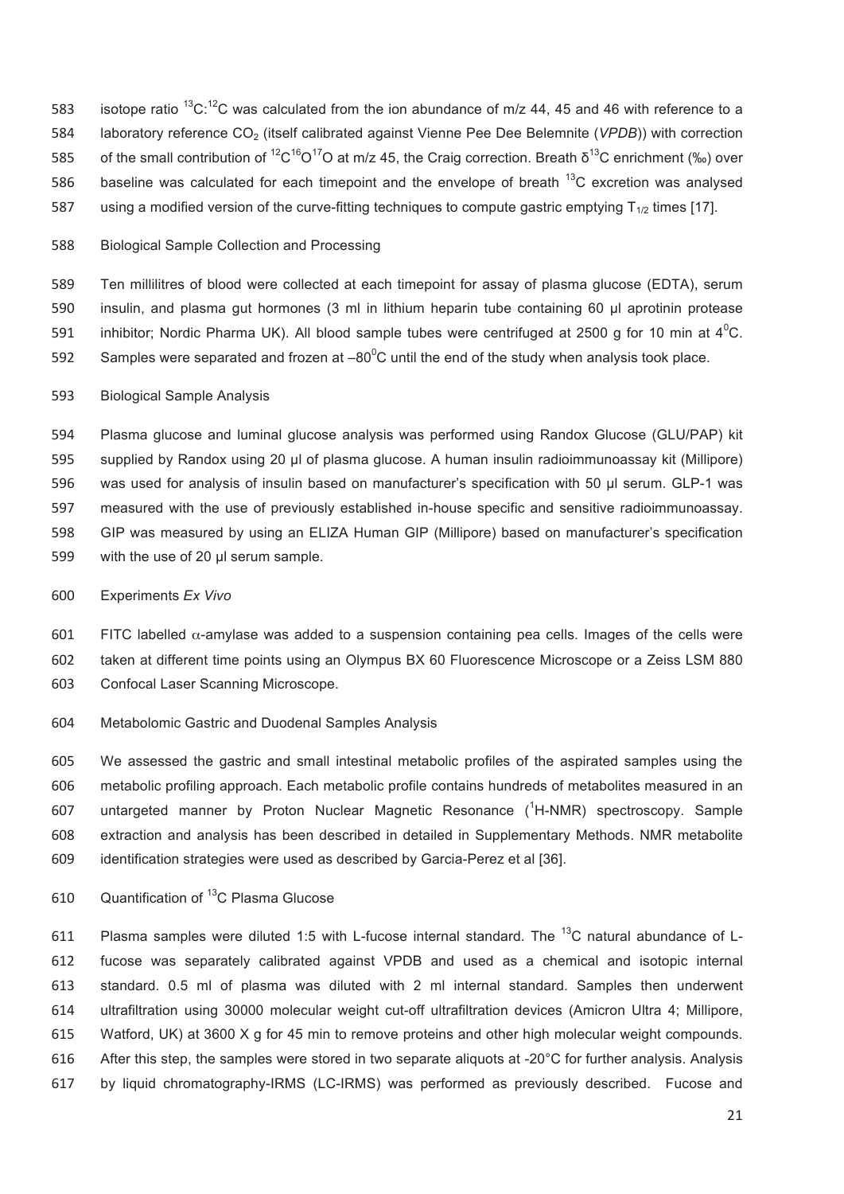isotope ratio $^{13}C$:$^{12}C$ was calculated from the ion abundance of m/z 44, 45 and 46 with reference to a laboratory reference $CO_2$ (itself calibrated against Vienne Pee Dee Belemnite (*VPDB*)) with correction of the small contribution of $^{12}C^{16}O^{17}O$ at m/z 45, the Craig correction. Breath $\delta^{13}C$ enrichment (‰) over baseline was calculated for each timepoint and the envelope of breath $^{13}C$ excretion was analysed using a modified version of the curve-fitting techniques to compute gastric emptying $T_{1/2}$ times [17].

## Biological Sample Collection and Processing

Ten millilitres of blood were collected at each timepoint for assay of plasma glucose (EDTA), serum insulin, and plasma gut hormones (3 ml in lithium heparin tube containing 60 µl aprotinin protease inhibitor; Nordic Pharma UK). All blood sample tubes were centrifuged at 2500 g for 10 min at $4^0$C. Samples were separated and frozen at $-80^0$C until the end of the study when analysis took place.

## Biological Sample Analysis

Plasma glucose and luminal glucose analysis was performed using Randox Glucose (GLU/PAP) kit supplied by Randox using 20 µl of plasma glucose. A human insulin radioimmunoassay kit (Millipore) was used for analysis of insulin based on manufacturer's specification with 50 µl serum. GLP-1 was measured with the use of previously established in-house specific and sensitive radioimmunoassay. GIP was measured by using an ELIZA Human GIP (Millipore) based on manufacturer's specification with the use of 20 µl serum sample.

## Experiments *Ex Vivo*

FITC labelled $\alpha$-amylase was added to a suspension containing pea cells. Images of the cells were taken at different time points using an Olympus BX 60 Fluorescence Microscope or a Zeiss LSM 880 Confocal Laser Scanning Microscope.

## Metabolomic Gastric and Duodenal Samples Analysis

We assessed the gastric and small intestinal metabolic profiles of the aspirated samples using the metabolic profiling approach. Each metabolic profile contains hundreds of metabolites measured in an untargeted manner by Proton Nuclear Magnetic Resonance ($^1$H-NMR) spectroscopy. Sample extraction and analysis has been described in detailed in Supplementary Methods. NMR metabolite identification strategies were used as described by Garcia-Perez et al [36].

## Quantification of $^{13}C$ Plasma Glucose

Plasma samples were diluted 1:5 with L-fucose internal standard. The $^{13}C$ natural abundance of L-fucose was separately calibrated against VPDB and used as a chemical and isotopic internal standard. 0.5 ml of plasma was diluted with 2 ml internal standard. Samples then underwent ultrafiltration using 30000 molecular weight cut-off ultrafiltration devices (Amicron Ultra 4; Millipore, Watford, UK) at 3600 X g for 45 min to remove proteins and other high molecular weight compounds. After this step, the samples were stored in two separate aliquots at -20°C for further analysis. Analysis by liquid chromatography-IRMS (LC-IRMS) was performed as previously described. Fucose and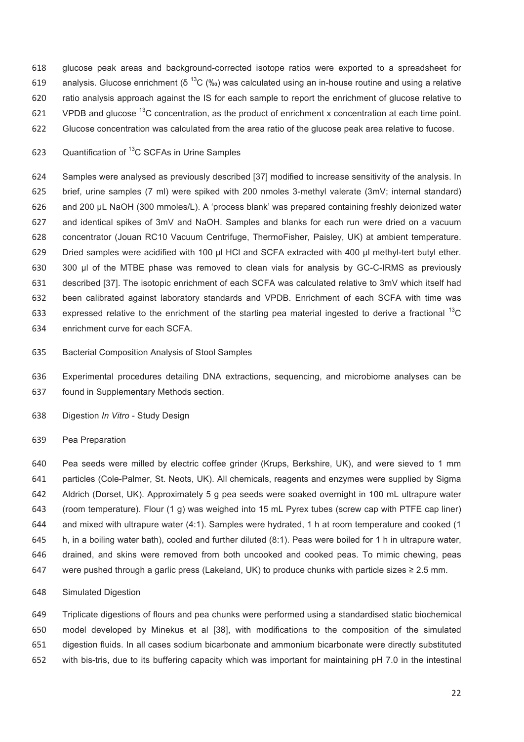glucose peak areas and background-corrected isotope ratios were exported to a spreadsheet for analysis. Glucose enrichment (δ $^{13}C$ (‰) was calculated using an in-house routine and using a relative ratio analysis approach against the IS for each sample to report the enrichment of glucose relative to VPDB and glucose $^{13}C$ concentration, as the product of enrichment x concentration at each time point. Glucose concentration was calculated from the area ratio of the glucose peak area relative to fucose.

## Quantification of $^{13}C$ SCFAs in Urine Samples

Samples were analysed as previously described [37] modified to increase sensitivity of the analysis. In brief, urine samples (7 ml) were spiked with 200 nmoles 3-methyl valerate (3mV; internal standard) and 200 μL NaOH (300 mmoles/L). A 'process blank' was prepared containing freshly deionized water and identical spikes of 3mV and NaOH. Samples and blanks for each run were dried on a vacuum concentrator (Jouan RC10 Vacuum Centrifuge, ThermoFisher, Paisley, UK) at ambient temperature. Dried samples were acidified with 100 μl HCl and SCFA extracted with 400 μl methyl-tert butyl ether. 300 μl of the MTBE phase was removed to clean vials for analysis by GC-C-IRMS as previously described [37]. The isotopic enrichment of each SCFA was calculated relative to 3mV which itself had been calibrated against laboratory standards and VPDB. Enrichment of each SCFA with time was expressed relative to the enrichment of the starting pea material ingested to derive a fractional $^{13}C$ enrichment curve for each SCFA.

## Bacterial Composition Analysis of Stool Samples

Experimental procedures detailing DNA extractions, sequencing, and microbiome analyses can be found in Supplementary Methods section.

## Digestion *In Vitro* - Study Design

### Pea Preparation

Pea seeds were milled by electric coffee grinder (Krups, Berkshire, UK), and were sieved to 1 mm particles (Cole-Palmer, St. Neots, UK). All chemicals, reagents and enzymes were supplied by Sigma Aldrich (Dorset, UK). Approximately 5 g pea seeds were soaked overnight in 100 mL ultrapure water (room temperature). Flour (1 g) was weighed into 15 mL Pyrex tubes (screw cap with PTFE cap liner) and mixed with ultrapure water (4:1). Samples were hydrated, 1 h at room temperature and cooked (1 h, in a boiling water bath), cooled and further diluted (8:1). Peas were boiled for 1 h in ultrapure water, drained, and skins were removed from both uncooked and cooked peas. To mimic chewing, peas were pushed through a garlic press (Lakeland, UK) to produce chunks with particle sizes ≥ 2.5 mm.

### Simulated Digestion

Triplicate digestions of flours and pea chunks were performed using a standardised static biochemical model developed by Minekus et al [38], with modifications to the composition of the simulated digestion fluids. In all cases sodium bicarbonate and ammonium bicarbonate were directly substituted with bis-tris, due to its buffering capacity which was important for maintaining pH 7.0 in the intestinal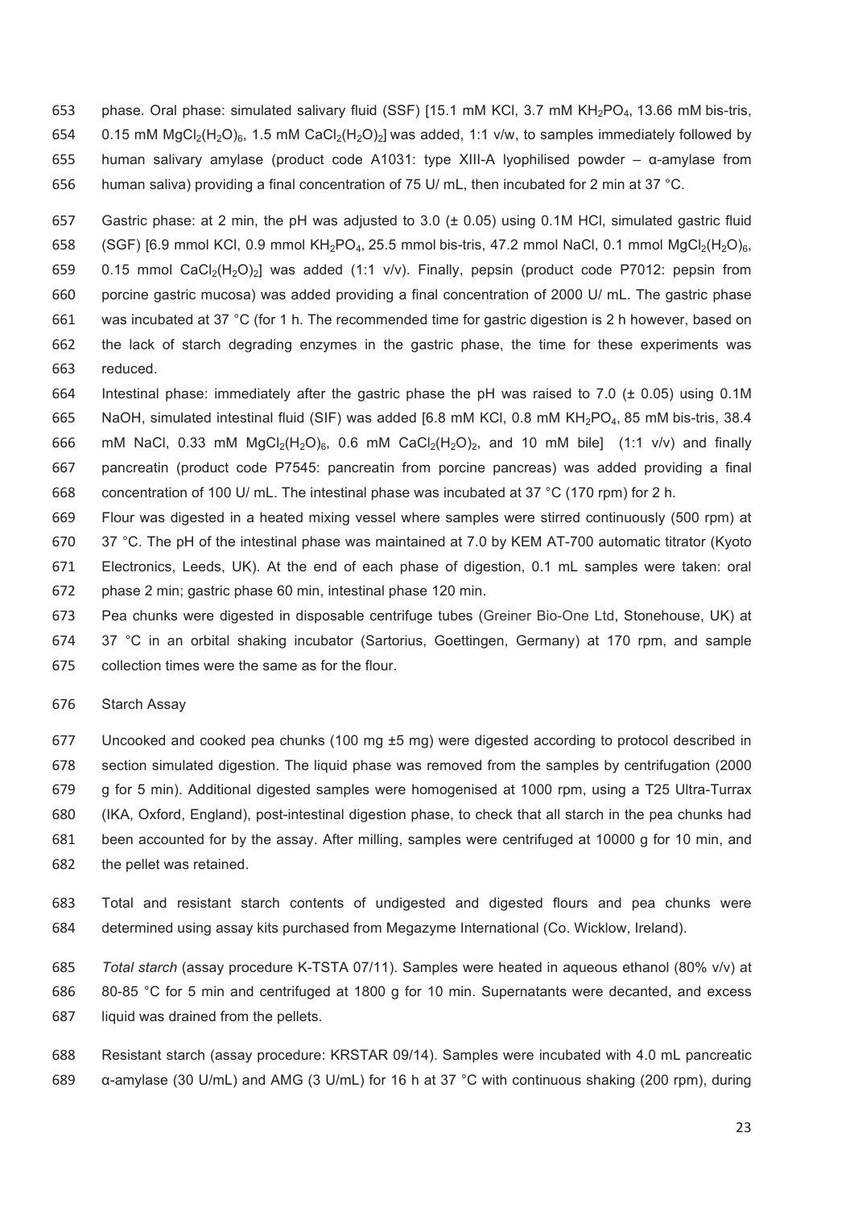phase. Oral phase: simulated salivary fluid (SSF) [15.1 mM KCl, 3.7 mM $KH_2PO_4$, 13.66 mM bis-tris, 0.15 mM $MgCl_2(H_2O)_6$, 1.5 mM $CaCl_2(H_2O)_2$] was added, 1:1 v/w, to samples immediately followed by human salivary amylase (product code A1031: type XIII-A lyophilised powder – α-amylase from human saliva) providing a final concentration of 75 U/ mL, then incubated for 2 min at 37 °C.

Gastric phase: at 2 min, the pH was adjusted to 3.0 (± 0.05) using 0.1M HCl, simulated gastric fluid (SGF) [6.9 mmol KCl, 0.9 mmol $KH_2PO_4$, 25.5 mmol bis-tris, 47.2 mmol NaCl, 0.1 mmol $MgCl_2(H_2O)_6$, 0.15 mmol $CaCl_2(H_2O)_2$] was added (1:1 v/v). Finally, pepsin (product code P7012: pepsin from porcine gastric mucosa) was added providing a final concentration of 2000 U/ mL. The gastric phase was incubated at 37 °C (for 1 h. The recommended time for gastric digestion is 2 h however, based on the lack of starch degrading enzymes in the gastric phase, the time for these experiments was reduced.

Intestinal phase: immediately after the gastric phase the pH was raised to 7.0 (± 0.05) using 0.1M NaOH, simulated intestinal fluid (SIF) was added [6.8 mM KCl, 0.8 mM $KH_2PO_4$, 85 mM bis-tris, 38.4 mM NaCl, 0.33 mM $MgCl_2(H_2O)_6$, 0.6 mM $CaCl_2(H_2O)_2$, and 10 mM bile] (1:1 v/v) and finally pancreatin (product code P7545: pancreatin from porcine pancreas) was added providing a final concentration of 100 U/ mL. The intestinal phase was incubated at 37 °C (170 rpm) for 2 h.

Flour was digested in a heated mixing vessel where samples were stirred continuously (500 rpm) at 37 °C. The pH of the intestinal phase was maintained at 7.0 by KEM AT-700 automatic titrator (Kyoto Electronics, Leeds, UK). At the end of each phase of digestion, 0.1 mL samples were taken: oral phase 2 min; gastric phase 60 min, intestinal phase 120 min.

Pea chunks were digested in disposable centrifuge tubes (Greiner Bio-One Ltd, Stonehouse, UK) at 37 °C in an orbital shaking incubator (Sartorius, Goettingen, Germany) at 170 rpm, and sample collection times were the same as for the flour.

Starch Assay

Uncooked and cooked pea chunks (100 mg ±5 mg) were digested according to protocol described in section simulated digestion. The liquid phase was removed from the samples by centrifugation (2000 g for 5 min). Additional digested samples were homogenised at 1000 rpm, using a T25 Ultra-Turrax (IKA, Oxford, England), post-intestinal digestion phase, to check that all starch in the pea chunks had been accounted for by the assay. After milling, samples were centrifuged at 10000 g for 10 min, and the pellet was retained.

Total and resistant starch contents of undigested and digested flours and pea chunks were determined using assay kits purchased from Megazyme International (Co. Wicklow, Ireland).

*Total starch* (assay procedure K-TSTA 07/11). Samples were heated in aqueous ethanol (80% v/v) at 80-85 °C for 5 min and centrifuged at 1800 g for 10 min. Supernatants were decanted, and excess liquid was drained from the pellets.

Resistant starch (assay procedure: KRSTAR 09/14). Samples were incubated with 4.0 mL pancreatic α-amylase (30 U/mL) and AMG (3 U/mL) for 16 h at 37 °C with continuous shaking (200 rpm), during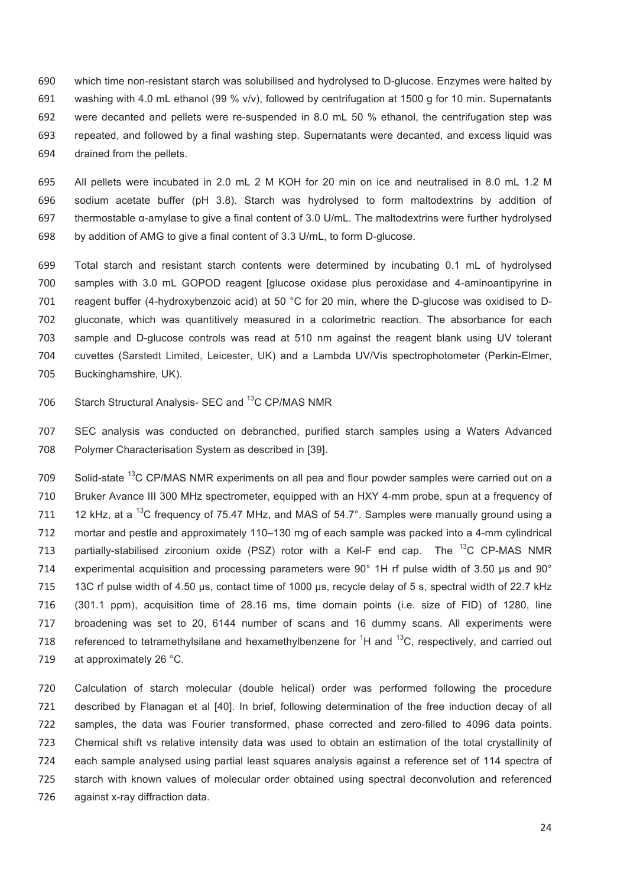which time non-resistant starch was solubilised and hydrolysed to D-glucose. Enzymes were halted by washing with 4.0 mL ethanol (99 % v/v), followed by centrifugation at 1500 g for 10 min. Supernatants were decanted and pellets were re-suspended in 8.0 mL 50 % ethanol, the centrifugation step was repeated, and followed by a final washing step. Supernatants were decanted, and excess liquid was drained from the pellets.

All pellets were incubated in 2.0 mL 2 M KOH for 20 min on ice and neutralised in 8.0 mL 1.2 M sodium acetate buffer (pH 3.8). Starch was hydrolysed to form maltodextrins by addition of thermostable α-amylase to give a final content of 3.0 U/mL. The maltodextrins were further hydrolysed by addition of AMG to give a final content of 3.3 U/mL, to form D-glucose.

Total starch and resistant starch contents were determined by incubating 0.1 mL of hydrolysed samples with 3.0 mL GOPOD reagent [glucose oxidase plus peroxidase and 4-aminoantipyrine in reagent buffer (4-hydroxybenzoic acid) at 50 °C for 20 min, where the D-glucose was oxidised to D-gluconate, which was quantitively measured in a colorimetric reaction. The absorbance for each sample and D-glucose controls was read at 510 nm against the reagent blank using UV tolerant cuvettes (Sarstedt Limited, Leicester, UK) and a Lambda UV/Vis spectrophotometer (Perkin-Elmer, Buckinghamshire, UK).

Starch Structural Analysis- SEC and $^{13}C$ CP/MAS NMR

SEC analysis was conducted on debranched, purified starch samples using a Waters Advanced Polymer Characterisation System as described in [39].

Solid-state $^{13}C$ CP/MAS NMR experiments on all pea and flour powder samples were carried out on a Bruker Avance III 300 MHz spectrometer, equipped with an HXY 4-mm probe, spun at a frequency of 12 kHz, at a $^{13}C$ frequency of 75.47 MHz, and MAS of 54.7°. Samples were manually ground using a mortar and pestle and approximately 110–130 mg of each sample was packed into a 4-mm cylindrical partially-stabilised zirconium oxide (PSZ) rotor with a Kel-F end cap. The $^{13}C$ CP-MAS NMR experimental acquisition and processing parameters were 90° 1H rf pulse width of 3.50 μs and 90° 13C rf pulse width of 4.50 μs, contact time of 1000 μs, recycle delay of 5 s, spectral width of 22.7 kHz (301.1 ppm), acquisition time of 28.16 ms, time domain points (i.e. size of FID) of 1280, line broadening was set to 20, 6144 number of scans and 16 dummy scans. All experiments were referenced to tetramethylsilane and hexamethylbenzene for $^{1}H$ and $^{13}C$, respectively, and carried out at approximately 26 °C.

Calculation of starch molecular (double helical) order was performed following the procedure described by Flanagan et al [40]. In brief, following determination of the free induction decay of all samples, the data was Fourier transformed, phase corrected and zero-filled to 4096 data points. Chemical shift vs relative intensity data was used to obtain an estimation of the total crystallinity of each sample analysed using partial least squares analysis against a reference set of 114 spectra of starch with known values of molecular order obtained using spectral deconvolution and referenced against x-ray diffraction data.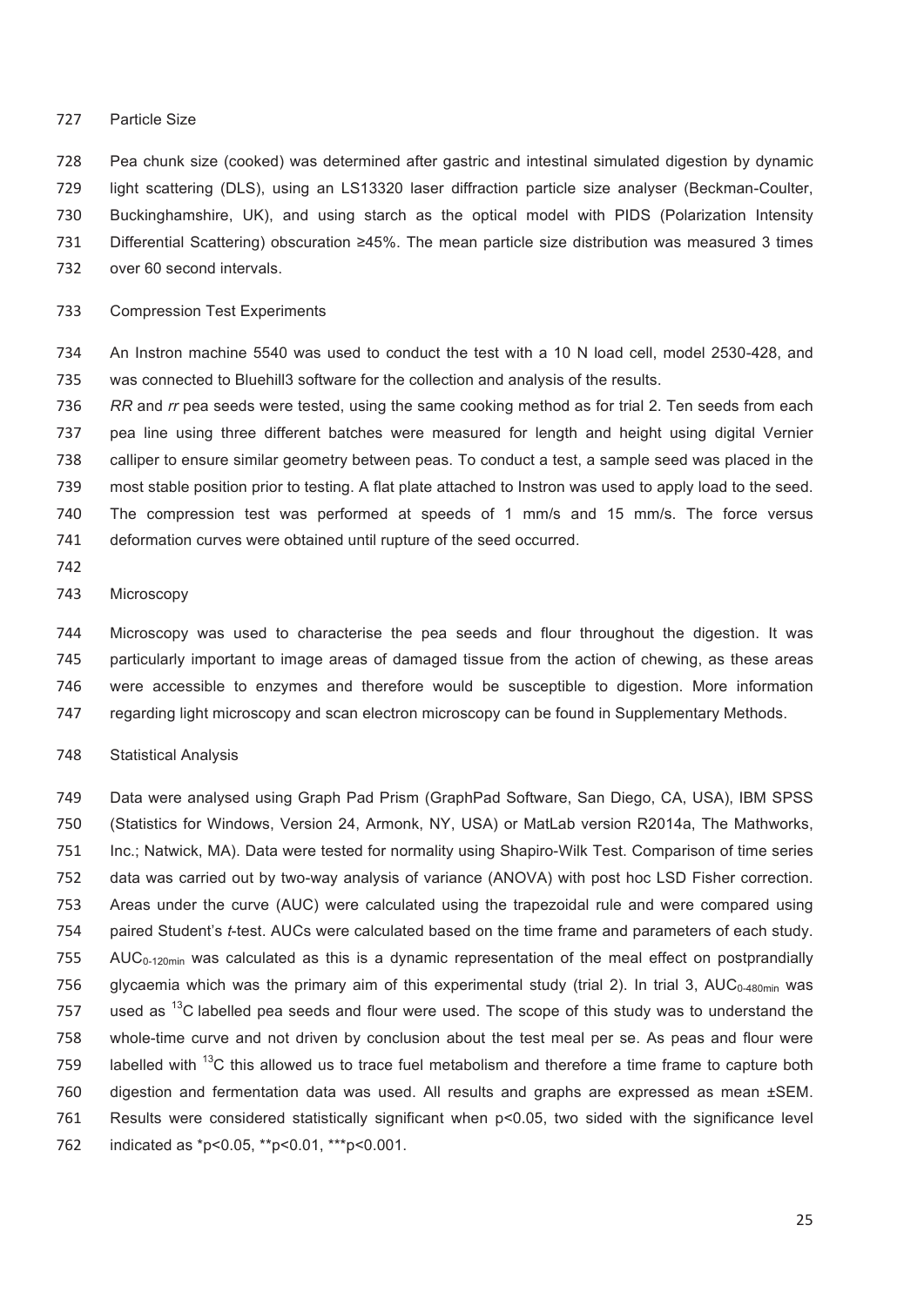Particle Size

Pea chunk size (cooked) was determined after gastric and intestinal simulated digestion by dynamic light scattering (DLS), using an LS13320 laser diffraction particle size analyser (Beckman-Coulter, Buckinghamshire, UK), and using starch as the optical model with PIDS (Polarization Intensity Differential Scattering) obscuration ≥45%. The mean particle size distribution was measured 3 times over 60 second intervals.

Compression Test Experiments

An Instron machine 5540 was used to conduct the test with a 10 N load cell, model 2530-428, and was connected to Bluehill3 software for the collection and analysis of the results.

*RR* and *rr* pea seeds were tested, using the same cooking method as for trial 2. Ten seeds from each pea line using three different batches were measured for length and height using digital Vernier calliper to ensure similar geometry between peas. To conduct a test, a sample seed was placed in the most stable position prior to testing. A flat plate attached to Instron was used to apply load to the seed. The compression test was performed at speeds of 1 mm/s and 15 mm/s. The force versus deformation curves were obtained until rupture of the seed occurred.

Microscopy

Microscopy was used to characterise the pea seeds and flour throughout the digestion. It was particularly important to image areas of damaged tissue from the action of chewing, as these areas were accessible to enzymes and therefore would be susceptible to digestion. More information regarding light microscopy and scan electron microscopy can be found in Supplementary Methods.

Statistical Analysis

Data were analysed using Graph Pad Prism (GraphPad Software, San Diego, CA, USA), IBM SPSS (Statistics for Windows, Version 24, Armonk, NY, USA) or MatLab version R2014a, The Mathworks, Inc.; Natwick, MA). Data were tested for normality using Shapiro-Wilk Test. Comparison of time series data was carried out by two-way analysis of variance (ANOVA) with post hoc LSD Fisher correction. Areas under the curve (AUC) were calculated using the trapezoidal rule and were compared using paired Student's *t*-test. AUCs were calculated based on the time frame and parameters of each study. $AUC_{0\text{-}120min}$ was calculated as this is a dynamic representation of the meal effect on postprandially glycaemia which was the primary aim of this experimental study (trial 2). In trial 3, $AUC_{0\text{-}480min}$ was used as $^{13}C$ labelled pea seeds and flour were used. The scope of this study was to understand the whole-time curve and not driven by conclusion about the test meal per se. As peas and flour were labelled with $^{13}C$ this allowed us to trace fuel metabolism and therefore a time frame to capture both digestion and fermentation data was used. All results and graphs are expressed as mean ±SEM. Results were considered statistically significant when $p<0.05$, two sided with the significance level indicated as \*$p<0.05$, \*\*$p<0.01$, \*\*\*$p<0.001$.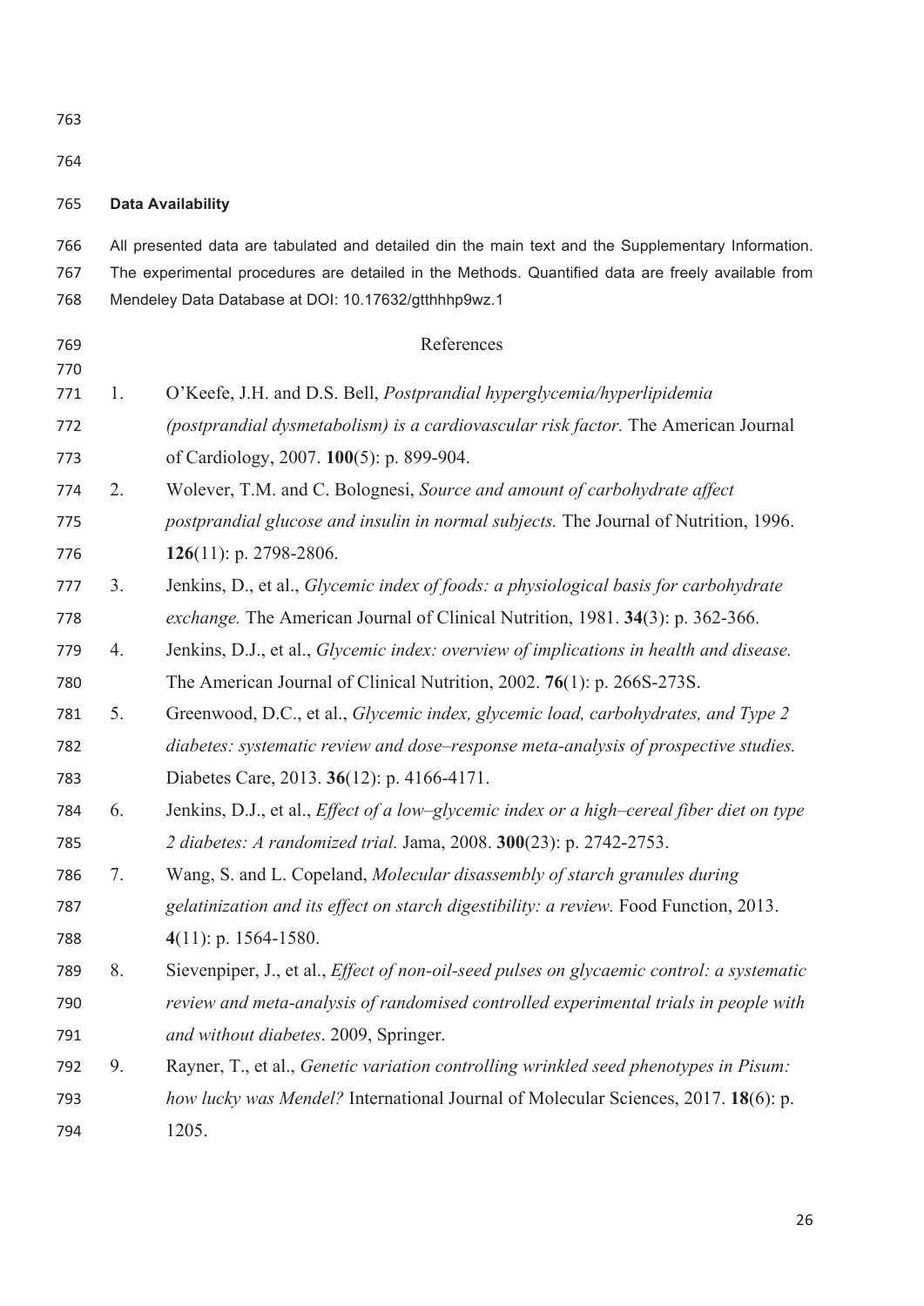## Data Availability

All presented data are tabulated and detailed din the main text and the Supplementary Information. The experimental procedures are detailed in the Methods. Quantified data are freely available from Mendeley Data Database at DOI: 10.17632/gtthhhp9wz.1

## References

1. O'Keefe, J.H. and D.S. Bell, *Postprandial hyperglycemia/hyperlipidemia (postprandial dysmetabolism) is a cardiovascular risk factor.* The American Journal of Cardiology, 2007. **100**(5): p. 899-904.
2. Wolever, T.M. and C. Bolognesi, *Source and amount of carbohydrate affect postprandial glucose and insulin in normal subjects.* The Journal of Nutrition, 1996. **126**(11): p. 2798-2806.
3. Jenkins, D., et al., *Glycemic index of foods: a physiological basis for carbohydrate exchange.* The American Journal of Clinical Nutrition, 1981. **34**(3): p. 362-366.
4. Jenkins, D.J., et al., *Glycemic index: overview of implications in health and disease.* The American Journal of Clinical Nutrition, 2002. **76**(1): p. 266S-273S.
5. Greenwood, D.C., et al., *Glycemic index, glycemic load, carbohydrates, and Type 2 diabetes: systematic review and dose–response meta-analysis of prospective studies.* Diabetes Care, 2013. **36**(12): p. 4166-4171.
6. Jenkins, D.J., et al., *Effect of a low–glycemic index or a high–cereal fiber diet on type 2 diabetes: A randomized trial.* Jama, 2008. **300**(23): p. 2742-2753.
7. Wang, S. and L. Copeland, *Molecular disassembly of starch granules during gelatinization and its effect on starch digestibility: a review.* Food Function, 2013. **4**(11): p. 1564-1580.
8. Sievenpiper, J., et al., *Effect of non-oil-seed pulses on glycaemic control: a systematic review and meta-analysis of randomised controlled experimental trials in people with and without diabetes*. 2009, Springer.
9. Rayner, T., et al., *Genetic variation controlling wrinkled seed phenotypes in Pisum: how lucky was Mendel?* International Journal of Molecular Sciences, 2017. **18**(6): p. 1205.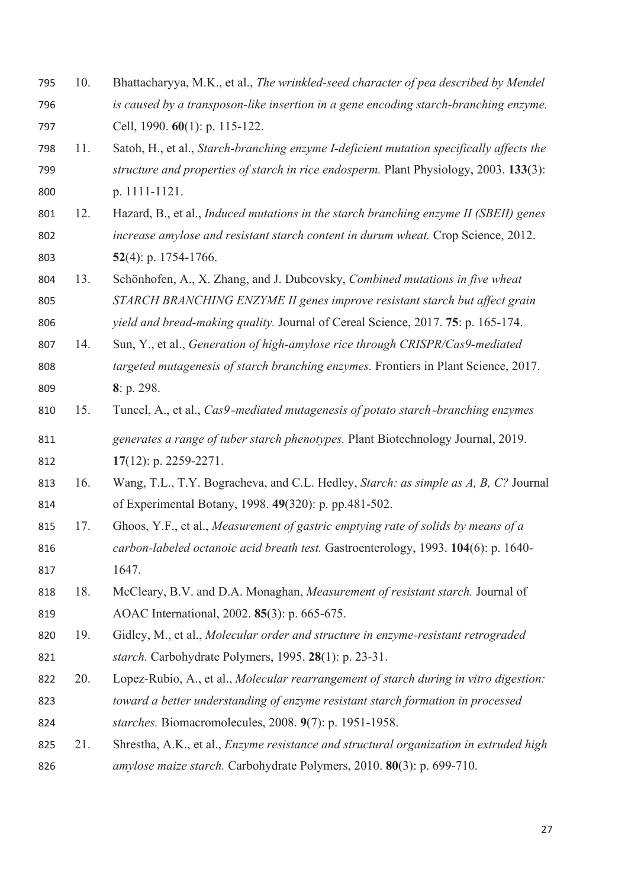10. Bhattacharyya, M.K., et al., *The wrinkled-seed character of pea described by Mendel is caused by a transposon-like insertion in a gene encoding starch-branching enzyme.* Cell, 1990. **60**(1): p. 115-122.
11. Satoh, H., et al., *Starch-branching enzyme I-deficient mutation specifically affects the structure and properties of starch in rice endosperm.* Plant Physiology, 2003. **133**(3): p. 1111-1121.
12. Hazard, B., et al., *Induced mutations in the starch branching enzyme II (SBEII) genes increase amylose and resistant starch content in durum wheat.* Crop Science, 2012. **52**(4): p. 1754-1766.
13. Schönhofen, A., X. Zhang, and J. Dubcovsky, *Combined mutations in five wheat STARCH BRANCHING ENZYME II genes improve resistant starch but affect grain yield and bread-making quality.* Journal of Cereal Science, 2017. **75**: p. 165-174.
14. Sun, Y., et al., *Generation of high-amylose rice through CRISPR/Cas9-mediated targeted mutagenesis of starch branching enzymes.* Frontiers in Plant Science, 2017. **8**: p. 298.
15. Tuncel, A., et al., *Cas9-mediated mutagenesis of potato starch-branching enzymes generates a range of tuber starch phenotypes.* Plant Biotechnology Journal, 2019. **17**(12): p. 2259-2271.
16. Wang, T.L., T.Y. Bogracheva, and C.L. Hedley, *Starch: as simple as A, B, C?* Journal of Experimental Botany, 1998. **49**(320): p. pp.481-502.
17. Ghoos, Y.F., et al., *Measurement of gastric emptying rate of solids by means of a carbon-labeled octanoic acid breath test.* Gastroenterology, 1993. **104**(6): p. 1640-1647.
18. McCleary, B.V. and D.A. Monaghan, *Measurement of resistant starch.* Journal of AOAC International, 2002. **85**(3): p. 665-675.
19. Gidley, M., et al., *Molecular order and structure in enzyme-resistant retrograded starch.* Carbohydrate Polymers, 1995. **28**(1): p. 23-31.
20. Lopez-Rubio, A., et al., *Molecular rearrangement of starch during in vitro digestion: toward a better understanding of enzyme resistant starch formation in processed starches.* Biomacromolecules, 2008. **9**(7): p. 1951-1958.
21. Shrestha, A.K., et al., *Enzyme resistance and structural organization in extruded high amylose maize starch.* Carbohydrate Polymers, 2010. **80**(3): p. 699-710.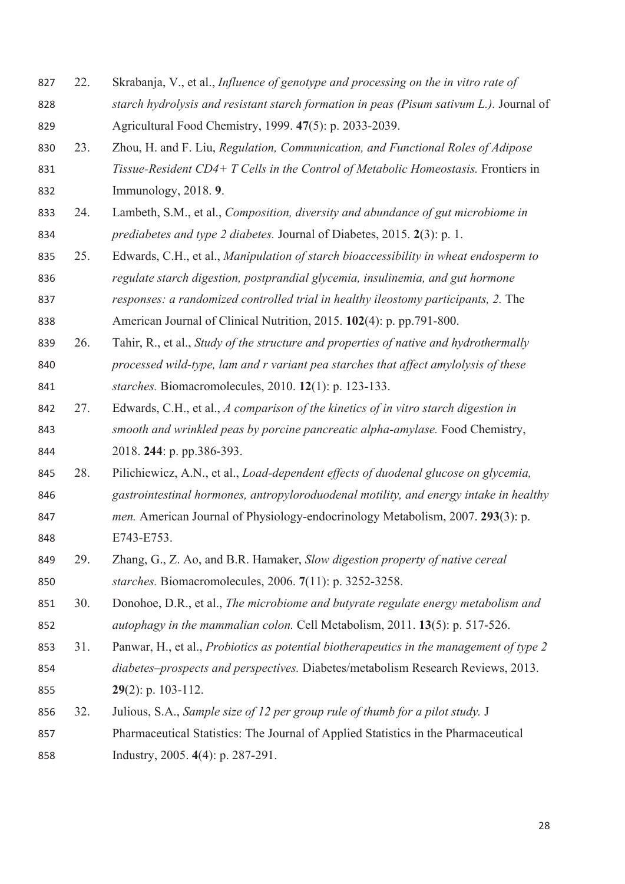22. Skrabanja, V., et al., *Influence of genotype and processing on the in vitro rate of starch hydrolysis and resistant starch formation in peas (Pisum sativum L.).* Journal of Agricultural Food Chemistry, 1999. **47**(5): p. 2033-2039.
23. Zhou, H. and F. Liu, *Regulation, Communication, and Functional Roles of Adipose Tissue-Resident CD4+ T Cells in the Control of Metabolic Homeostasis.* Frontiers in Immunology, 2018. **9**.
24. Lambeth, S.M., et al., *Composition, diversity and abundance of gut microbiome in prediabetes and type 2 diabetes.* Journal of Diabetes, 2015. **2**(3): p. 1.
25. Edwards, C.H., et al., *Manipulation of starch bioaccessibility in wheat endosperm to regulate starch digestion, postprandial glycemia, insulinemia, and gut hormone responses: a randomized controlled trial in healthy ileostomy participants, 2.* The American Journal of Clinical Nutrition, 2015. **102**(4): p. pp.791-800.
26. Tahir, R., et al., *Study of the structure and properties of native and hydrothermally processed wild-type, lam and r variant pea starches that affect amylolysis of these starches.* Biomacromolecules, 2010. **12**(1): p. 123-133.
27. Edwards, C.H., et al., *A comparison of the kinetics of in vitro starch digestion in smooth and wrinkled peas by porcine pancreatic alpha-amylase.* Food Chemistry, 2018. **244**: p. pp.386-393.
28. Pilichiewicz, A.N., et al., *Load-dependent effects of duodenal glucose on glycemia, gastrointestinal hormones, antropyloroduodenal motility, and energy intake in healthy men.* American Journal of Physiology-endocrinology Metabolism, 2007. **293**(3): p. E743-E753.
29. Zhang, G., Z. Ao, and B.R. Hamaker, *Slow digestion property of native cereal starches.* Biomacromolecules, 2006. **7**(11): p. 3252-3258.
30. Donohoe, D.R., et al., *The microbiome and butyrate regulate energy metabolism and autophagy in the mammalian colon.* Cell Metabolism, 2011. **13**(5): p. 517-526.
31. Panwar, H., et al., *Probiotics as potential biotherapeutics in the management of type 2 diabetes–prospects and perspectives.* Diabetes/metabolism Research Reviews, 2013. **29**(2): p. 103-112.
32. Julious, S.A., *Sample size of 12 per group rule of thumb for a pilot study.* J Pharmaceutical Statistics: The Journal of Applied Statistics in the Pharmaceutical Industry, 2005. **4**(4): p. 287-291.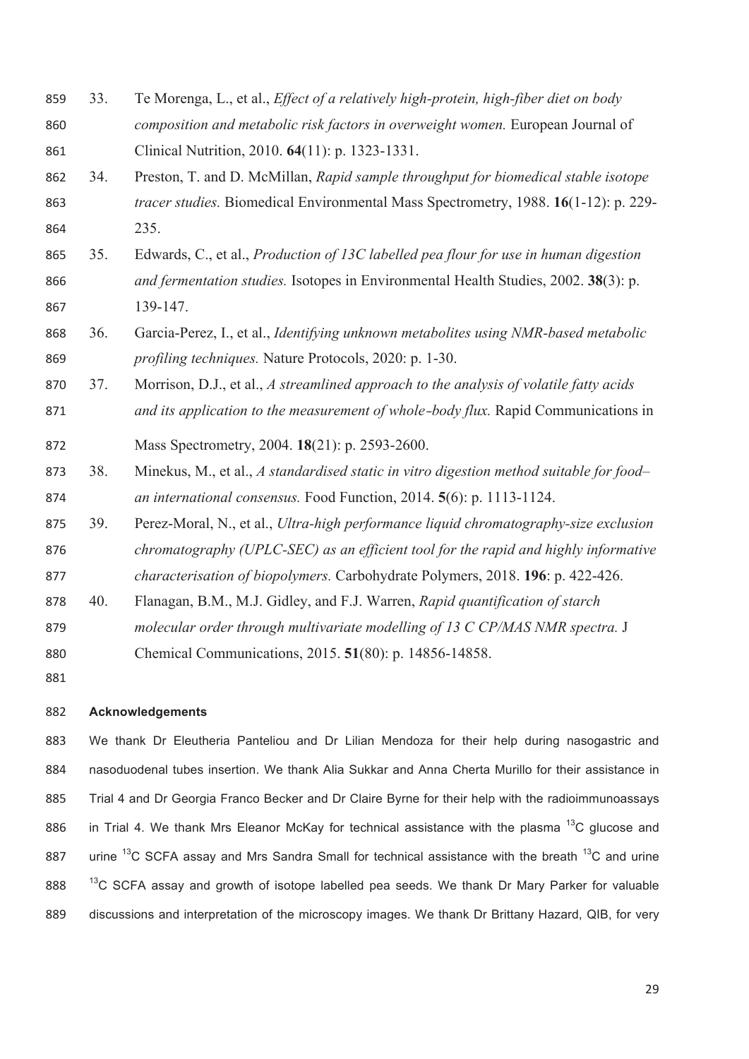33. Te Morenga, L., et al., *Effect of a relatively high-protein, high-fiber diet on body composition and metabolic risk factors in overweight women.* European Journal of Clinical Nutrition, 2010. **64**(11): p. 1323-1331.
34. Preston, T. and D. McMillan, *Rapid sample throughput for biomedical stable isotope tracer studies.* Biomedical Environmental Mass Spectrometry, 1988. **16**(1-12): p. 229-235.
35. Edwards, C., et al., *Production of 13C labelled pea flour for use in human digestion and fermentation studies.* Isotopes in Environmental Health Studies, 2002. **38**(3): p. 139-147.
36. Garcia-Perez, I., et al., *Identifying unknown metabolites using NMR-based metabolic profiling techniques.* Nature Protocols, 2020: p. 1-30.
37. Morrison, D.J., et al., *A streamlined approach to the analysis of volatile fatty acids and its application to the measurement of whole-body flux.* Rapid Communications in Mass Spectrometry, 2004. **18**(21): p. 2593-2600.
38. Minekus, M., et al., *A standardised static in vitro digestion method suitable for food– an international consensus.* Food Function, 2014. **5**(6): p. 1113-1124.
39. Perez-Moral, N., et al., *Ultra-high performance liquid chromatography-size exclusion chromatography (UPLC-SEC) as an efficient tool for the rapid and highly informative characterisation of biopolymers.* Carbohydrate Polymers, 2018. **196**: p. 422-426.
40. Flanagan, B.M., M.J. Gidley, and F.J. Warren, *Rapid quantification of starch molecular order through multivariate modelling of 13 C CP/MAS NMR spectra.* J Chemical Communications, 2015. **51**(80): p. 14856-14858.

## Acknowledgements

We thank Dr Eleutheria Panteliou and Dr Lilian Mendoza for their help during nasogastric and nasoduodenal tubes insertion. We thank Alia Sukkar and Anna Cherta Murillo for their assistance in Trial 4 and Dr Georgia Franco Becker and Dr Claire Byrne for their help with the radioimmunoassays in Trial 4. We thank Mrs Eleanor McKay for technical assistance with the plasma $^{13}$C glucose and urine $^{13}$C SCFA assay and Mrs Sandra Small for technical assistance with the breath $^{13}$C and urine $^{13}$C SCFA assay and growth of isotope labelled pea seeds. We thank Dr Mary Parker for valuable discussions and interpretation of the microscopy images. We thank Dr Brittany Hazard, QIB, for very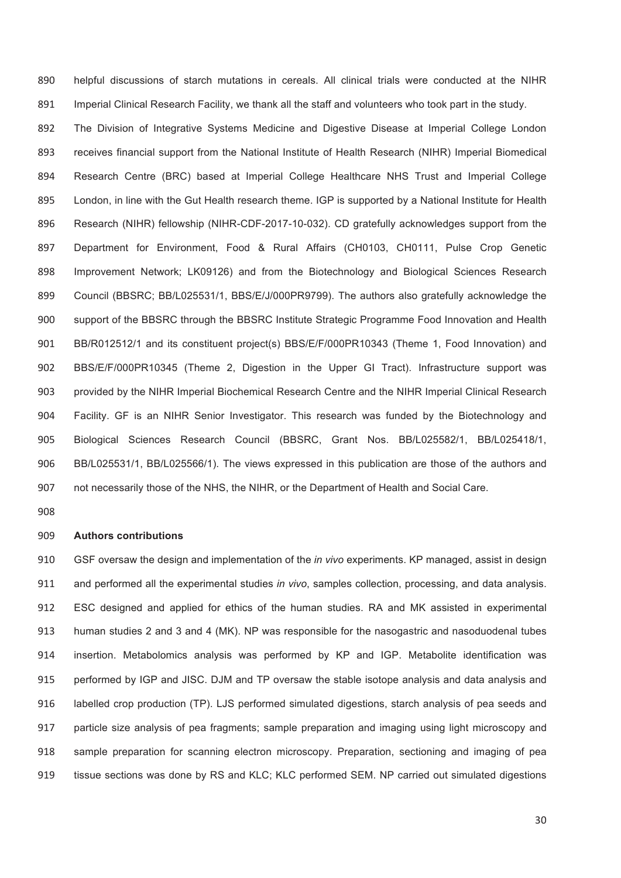helpful discussions of starch mutations in cereals. All clinical trials were conducted at the NIHR Imperial Clinical Research Facility, we thank all the staff and volunteers who took part in the study.

The Division of Integrative Systems Medicine and Digestive Disease at Imperial College London receives financial support from the National Institute of Health Research (NIHR) Imperial Biomedical Research Centre (BRC) based at Imperial College Healthcare NHS Trust and Imperial College London, in line with the Gut Health research theme. IGP is supported by a National Institute for Health Research (NIHR) fellowship (NIHR-CDF-2017-10-032). CD gratefully acknowledges support from the Department for Environment, Food & Rural Affairs (CH0103, CH0111, Pulse Crop Genetic Improvement Network; LK09126) and from the Biotechnology and Biological Sciences Research Council (BBSRC; BB/L025531/1, BBS/E/J/000PR9799). The authors also gratefully acknowledge the support of the BBSRC through the BBSRC Institute Strategic Programme Food Innovation and Health BB/R012512/1 and its constituent project(s) BBS/E/F/000PR10343 (Theme 1, Food Innovation) and BBS/E/F/000PR10345 (Theme 2, Digestion in the Upper GI Tract). Infrastructure support was provided by the NIHR Imperial Biochemical Research Centre and the NIHR Imperial Clinical Research Facility. GF is an NIHR Senior Investigator. This research was funded by the Biotechnology and Biological Sciences Research Council (BBSRC, Grant Nos. BB/L025582/1, BB/L025418/1, BB/L025531/1, BB/L025566/1). The views expressed in this publication are those of the authors and not necessarily those of the NHS, the NIHR, or the Department of Health and Social Care.

**Authors contributions**

GSF oversaw the design and implementation of the *in vivo* experiments. KP managed, assist in design and performed all the experimental studies *in vivo*, samples collection, processing, and data analysis. ESC designed and applied for ethics of the human studies. RA and MK assisted in experimental human studies 2 and 3 and 4 (MK). NP was responsible for the nasogastric and nasoduodenal tubes insertion. Metabolomics analysis was performed by KP and IGP. Metabolite identification was performed by IGP and JISC. DJM and TP oversaw the stable isotope analysis and data analysis and labelled crop production (TP). LJS performed simulated digestions, starch analysis of pea seeds and particle size analysis of pea fragments; sample preparation and imaging using light microscopy and sample preparation for scanning electron microscopy. Preparation, sectioning and imaging of pea tissue sections was done by RS and KLC; KLC performed SEM. NP carried out simulated digestions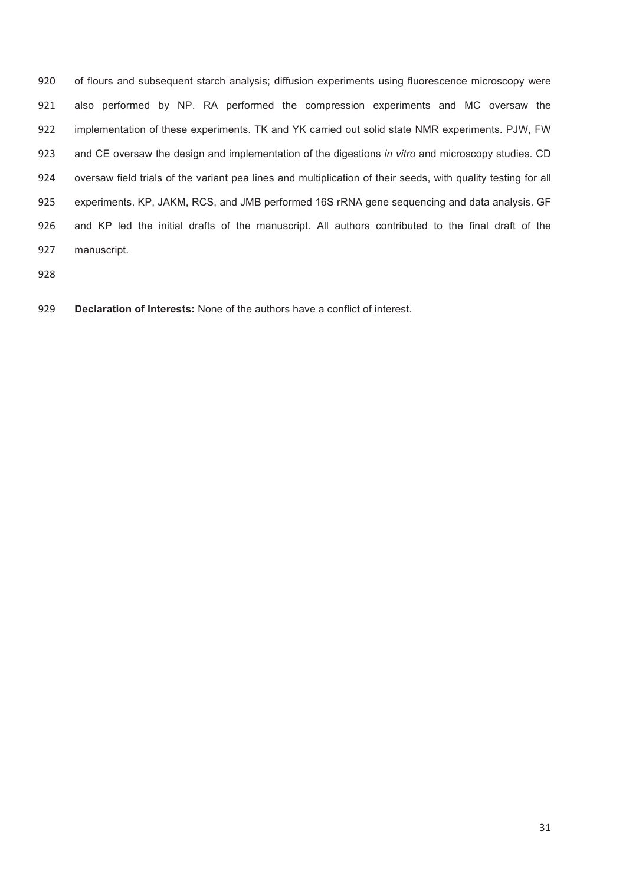of flours and subsequent starch analysis; diffusion experiments using fluorescence microscopy were also performed by NP. RA performed the compression experiments and MC oversaw the implementation of these experiments. TK and YK carried out solid state NMR experiments. PJW, FW and CE oversaw the design and implementation of the digestions *in vitro* and microscopy studies. CD oversaw field trials of the variant pea lines and multiplication of their seeds, with quality testing for all experiments. KP, JAKM, RCS, and JMB performed 16S rRNA gene sequencing and data analysis. GF and KP led the initial drafts of the manuscript. All authors contributed to the final draft of the manuscript.

**Declaration of Interests:** None of the authors have a conflict of interest.